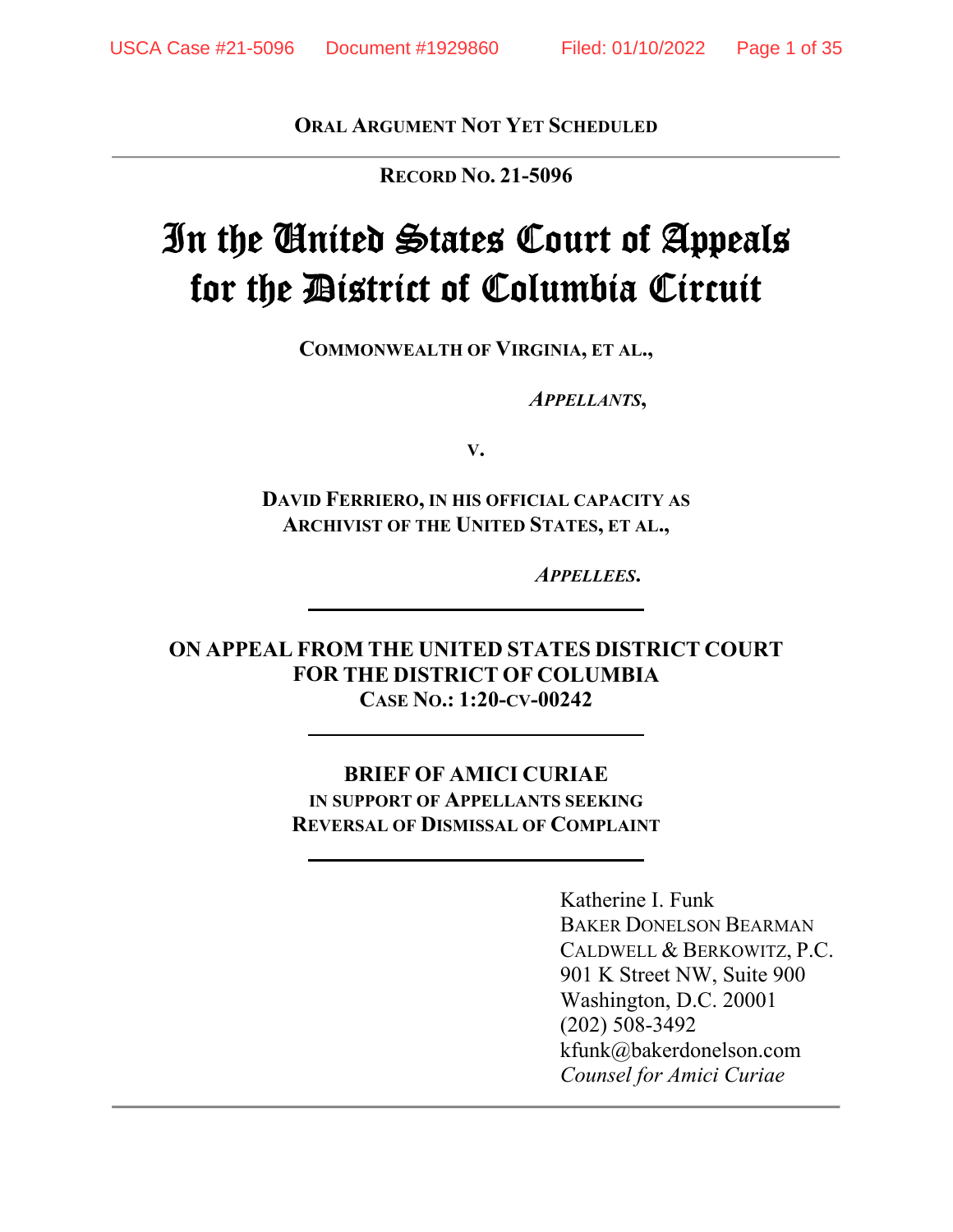**ORAL ARGUMENT NOT YET SCHEDULED**

---

**RECORD NO. 21-5096**

# In the United States Court of Appeals for the District of Columbia Circuit

**COMMONWEALTH OF VIRGINIA, ET AL.,**

***APPELLANTS*,**

**V.**

**DAVID FERRIERO, IN HIS OFFICIAL CAPACITY AS ARCHIVIST OF THE UNITED STATES, ET AL.,**

***APPELLEES*.**

---

**ON APPEAL FROM THE UNITED STATES DISTRICT COURT FOR THE DISTRICT OF COLUMBIA**
**CASE NO.: 1:20-CV-00242**

---

**BRIEF OF AMICI CURIAE**
**IN SUPPORT OF APPELLANTS SEEKING REVERSAL OF DISMISSAL OF COMPLAINT**

---

Katherine I. Funk
BAKER DONELSON BEARMAN
CALDWELL & BERKOWITZ, P.C.
901 K Street NW, Suite 900
Washington, D.C. 20001
(202) 508-3492
kfunk@bakerdonelson.com
*Counsel for Amici Curiae*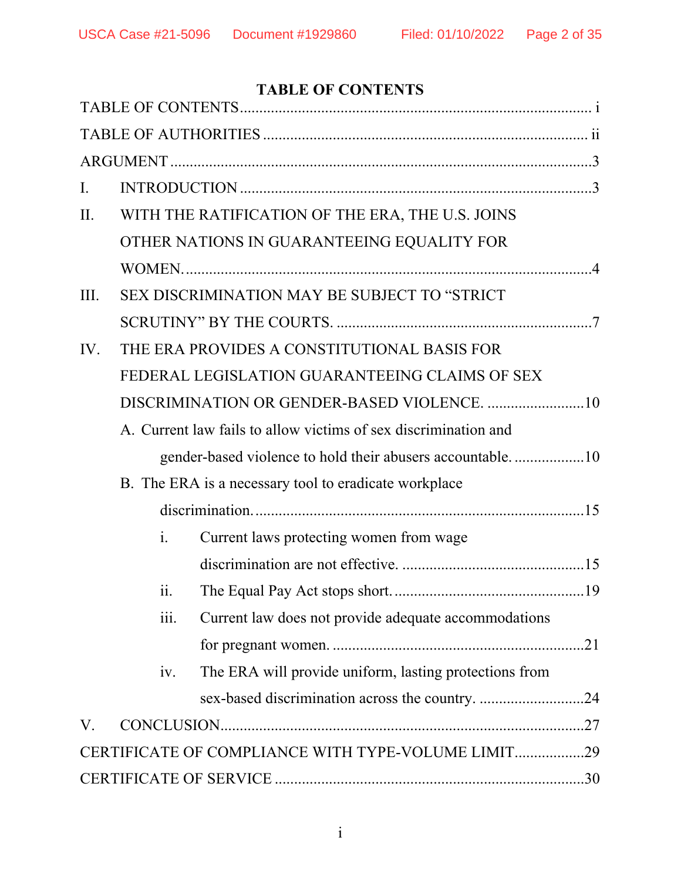# TABLE OF CONTENTS

TABLE OF CONTENTS ........................................................................................ i

TABLE OF AUTHORITIES ................................................................................ ii

ARGUMENT ........................................................................................................3

I. INTRODUCTION ..........................................................................................3

II. WITH THE RATIFICATION OF THE ERA, THE U.S. JOINS OTHER NATIONS IN GUARANTEEING EQUALITY FOR WOMEN. .......................................................................................................4

III. SEX DISCRIMINATION MAY BE SUBJECT TO "STRICT SCRUTINY" BY THE COURTS. ...................................................................7

IV. THE ERA PROVIDES A CONSTITUTIONAL BASIS FOR FEDERAL LEGISLATION GUARANTEEING CLAIMS OF SEX DISCRIMINATION OR GENDER-BASED VIOLENCE. .........................10

  A. Current law fails to allow victims of sex discrimination and gender-based violence to hold their abusers accountable. ..................10

  B. The ERA is a necessary tool to eradicate workplace discrimination. .....................................................................................15

    i. Current laws protecting women from wage discrimination are not effective. ...............................................15

    ii. The Equal Pay Act stops short. .................................................19

    iii. Current law does not provide adequate accommodations for pregnant women. .................................................................21

    iv. The ERA will provide uniform, lasting protections from sex-based discrimination across the country. ...........................24

V. CONCLUSION.............................................................................................27

CERTIFICATE OF COMPLIANCE WITH TYPE-VOLUME LIMIT..................29

CERTIFICATE OF SERVICE ...............................................................................30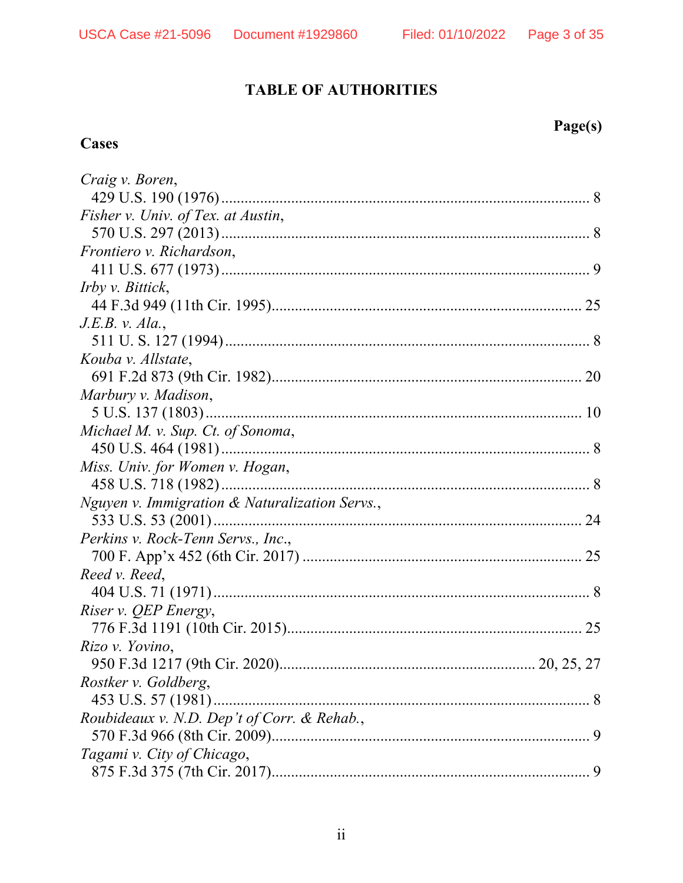# TABLE OF AUTHORITIES

**Page(s)**

**Cases**

*Craig v. Boren*,
429 U.S. 190 (1976) ........................................................................................ 8

*Fisher v. Univ. of Tex. at Austin*,
570 U.S. 297 (2013) ........................................................................................ 8

*Frontiero v. Richardson*,
411 U.S. 677 (1973) ........................................................................................ 9

*Irby v. Bittick*,
44 F.3d 949 (11th Cir. 1995) ........................................................................ 25

*J.E.B. v. Ala.*,
511 U. S. 127 (1994) ........................................................................................ 8

*Kouba v. Allstate*,
691 F.2d 873 (9th Cir. 1982) ........................................................................ 20

*Marbury v. Madison*,
5 U.S. 137 (1803) .......................................................................................... 10

*Michael M. v. Sup. Ct. of Sonoma*,
450 U.S. 464 (1981) ........................................................................................ 8

*Miss. Univ. for Women v. Hogan*,
458 U.S. 718 (1982) ........................................................................................ 8

*Nguyen v. Immigration & Naturalization Servs.*,
533 U.S. 53 (2001) ........................................................................................ 24

*Perkins v. Rock-Tenn Servs., Inc.*,
700 F. App'x 452 (6th Cir. 2017) .................................................................. 25

*Reed v. Reed*,
404 U.S. 71 (1971) .......................................................................................... 8

*Riser v. QEP Energy*,
776 F.3d 1191 (10th Cir. 2015) .................................................................... 25

*Rizo v. Yovino*,
950 F.3d 1217 (9th Cir. 2020) ........................................................... 20, 25, 27

*Rostker v. Goldberg*,
453 U.S. 57 (1981) .......................................................................................... 8

*Roubideaux v. N.D. Dep't of Corr. & Rehab.*,
570 F.3d 966 (8th Cir. 2009) .......................................................................... 9

*Tagami v. City of Chicago*,
875 F.3d 375 (7th Cir. 2017) .......................................................................... 9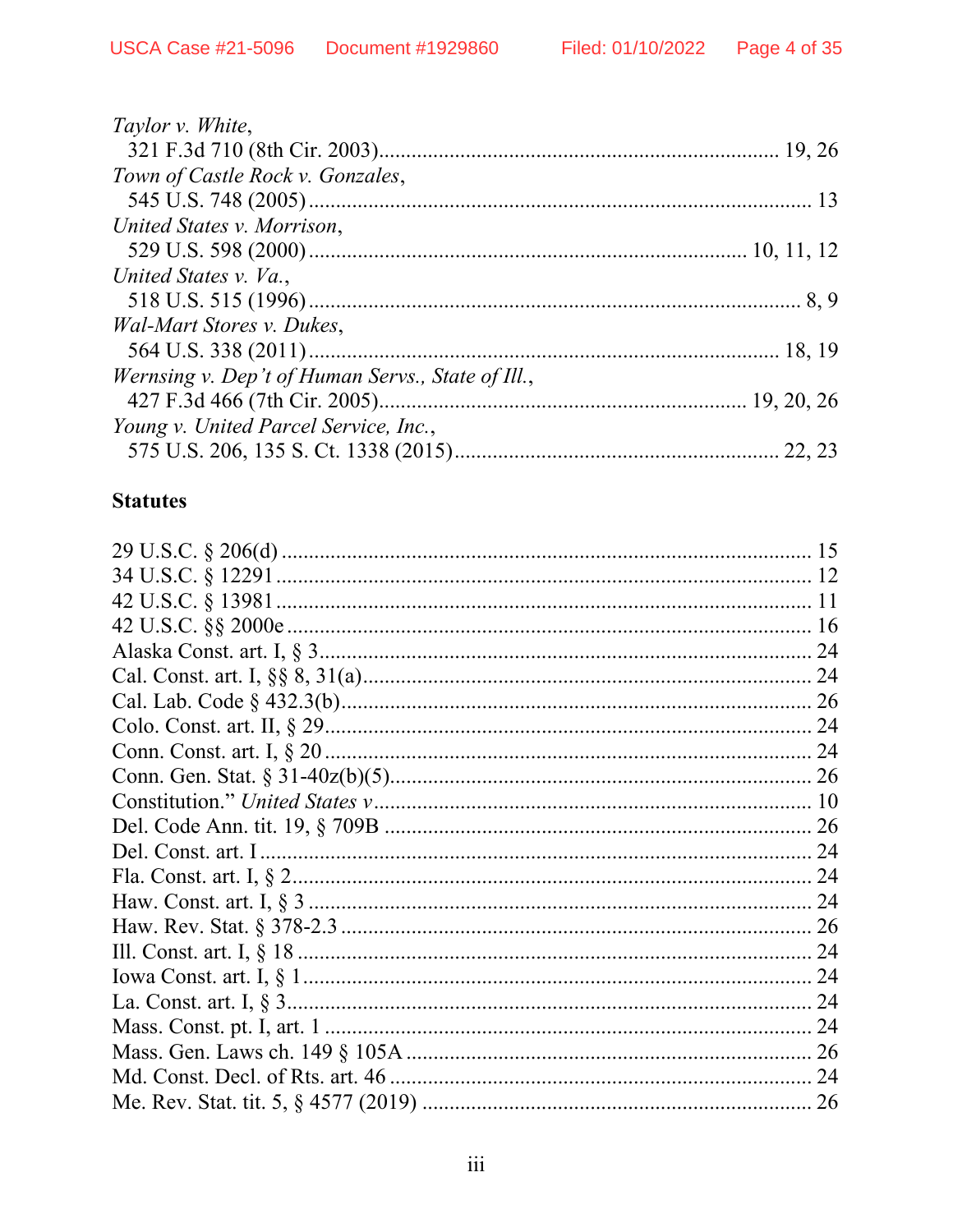*Taylor v. White*,
321 F.3d 710 (8th Cir. 2003)........................................................................ 19, 26

*Town of Castle Rock v. Gonzales*,
545 U.S. 748 (2005)............................................................................................ 13

*United States v. Morrison*,
529 U.S. 598 (2000)............................................................................... 10, 11, 12

*United States v. Va.*,
518 U.S. 515 (1996)......................................................................................... 8, 9

*Wal-Mart Stores v. Dukes*,
564 U.S. 338 (2011)...................................................................................... 18, 19

*Wernsing v. Dep't of Human Servs., State of Ill.*,
427 F.3d 466 (7th Cir. 2005)................................................................. 19, 20, 26

*Young v. United Parcel Service, Inc.*,
575 U.S. 206, 135 S. Ct. 1338 (2015)........................................................... 22, 23

**Statutes**

29 U.S.C. § 206(d) ................................................................................................ 15
34 U.S.C. § 12291 ................................................................................................. 12
42 U.S.C. § 13981 ................................................................................................. 11
42 U.S.C. §§ 2000e ............................................................................................... 16
Alaska Const. art. I, § 3......................................................................................... 24
Cal. Const. art. I, §§ 8, 31(a)................................................................................. 24
Cal. Lab. Code § 432.3(b)..................................................................................... 26
Colo. Const. art. II, § 29........................................................................................ 24
Conn. Const. art. I, § 20 ........................................................................................ 24
Conn. Gen. Stat. § 31-40z(b)(5)............................................................................ 26
Constitution." *United States v*............................................................................... 10
Del. Code Ann. tit. 19, § 709B ............................................................................. 26
Del. Const. art. I .................................................................................................... 24
Fla. Const. art. I, § 2.............................................................................................. 24
Haw. Const. art. I, § 3 ........................................................................................... 24
Haw. Rev. Stat. § 378-2.3 ..................................................................................... 26
Ill. Const. art. I, § 18 ............................................................................................. 24
Iowa Const. art. I, § 1............................................................................................ 24
La. Const. art. I, § 3............................................................................................... 24
Mass. Const. pt. I, art. 1 ........................................................................................ 24
Mass. Gen. Laws ch. 149 § 105A ......................................................................... 26
Md. Const. Decl. of Rts. art. 46 ............................................................................ 24
Me. Rev. Stat. tit. 5, § 4577 (2019) ...................................................................... 26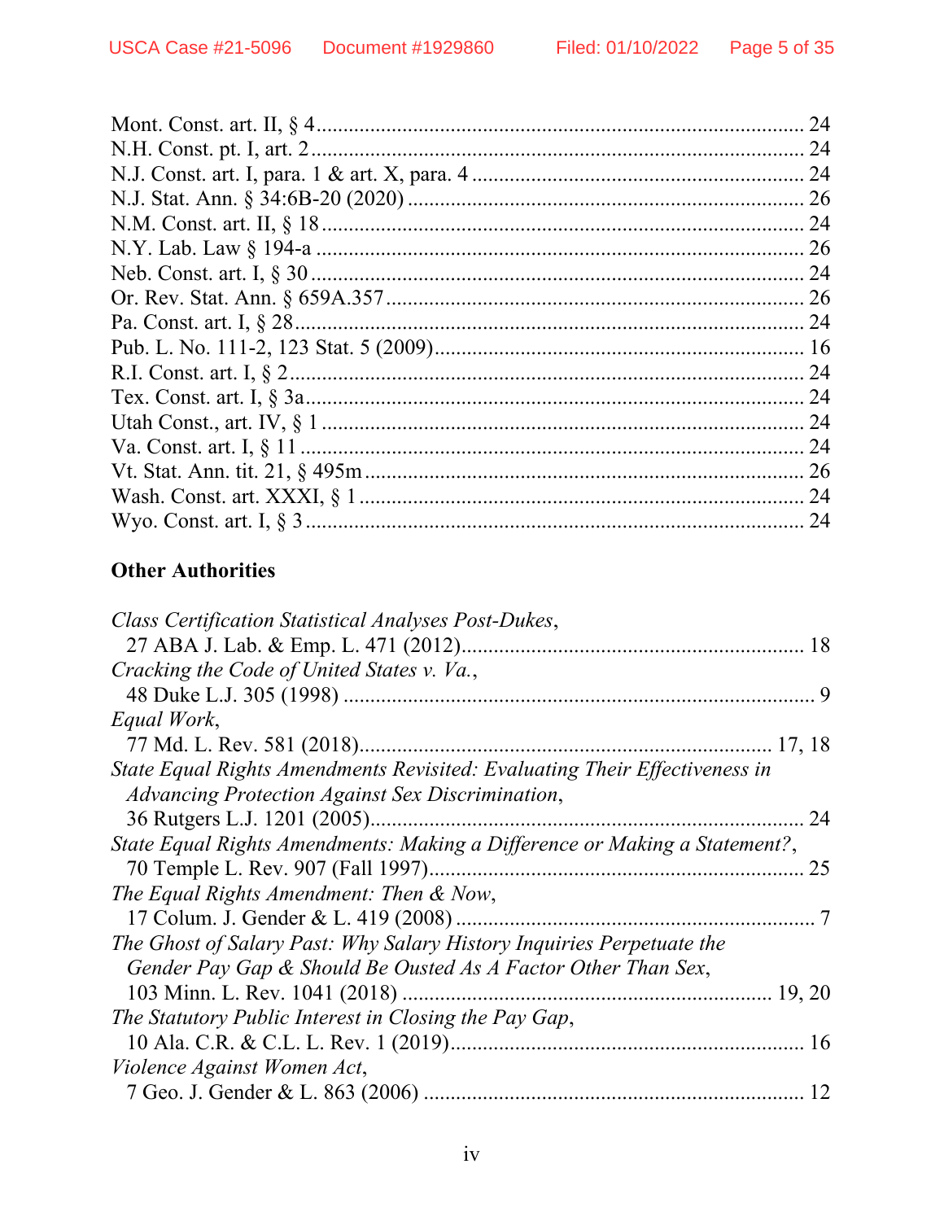Mont. Const. art. II, § 4 ........................................................................................ 24
N.H. Const. pt. I, art. 2 .......................................................................................... 24
N.J. Const. art. I, para. 1 & art. X, para. 4 ............................................................. 24
N.J. Stat. Ann. § 34:6B-20 (2020) .......................................................................... 26
N.M. Const. art. II, § 18 ......................................................................................... 24
N.Y. Lab. Law § 194-a ........................................................................................... 26
Neb. Const. art. I, § 30 ........................................................................................... 24
Or. Rev. Stat. Ann. § 659A.357 .............................................................................. 26
Pa. Const. art. I, § 28 .............................................................................................. 24
Pub. L. No. 111-2, 123 Stat. 5 (2009) ..................................................................... 16
R.I. Const. art. I, § 2 ............................................................................................... 24
Tex. Const. art. I, § 3a ............................................................................................ 24
Utah Const., art. IV, § 1 ......................................................................................... 24
Va. Const. art. I, § 11 ............................................................................................. 24
Vt. Stat. Ann. tit. 21, § 495m .................................................................................. 26
Wash. Const. art. XXXI, § 1 ................................................................................... 24
Wyo. Const. art. I, § 3 ............................................................................................ 24

**Other Authorities**

*Class Certification Statistical Analyses Post-Dukes*,
27 ABA J. Lab. & Emp. L. 471 (2012) ................................................................ 18

*Cracking the Code of United States v. Va.*,
48 Duke L.J. 305 (1998) ....................................................................................... 9

*Equal Work*,
77 Md. L. Rev. 581 (2018) ............................................................................ 17, 18

*State Equal Rights Amendments Revisited: Evaluating Their Effectiveness in Advancing Protection Against Sex Discrimination*,
36 Rutgers L.J. 1201 (2005) ................................................................................. 24

*State Equal Rights Amendments: Making a Difference or Making a Statement?*,
70 Temple L. Rev. 907 (Fall 1997) ...................................................................... 25

*The Equal Rights Amendment: Then & Now*,
17 Colum. J. Gender & L. 419 (2008) ................................................................... 7

*The Ghost of Salary Past: Why Salary History Inquiries Perpetuate the Gender Pay Gap & Should Be Ousted As A Factor Other Than Sex*,
103 Minn. L. Rev. 1041 (2018) ..................................................................... 19, 20

*The Statutory Public Interest in Closing the Pay Gap*,
10 Ala. C.R. & C.L. L. Rev. 1 (2019) ................................................................. 16

*Violence Against Women Act*,
7 Geo. J. Gender & L. 863 (2006) ....................................................................... 12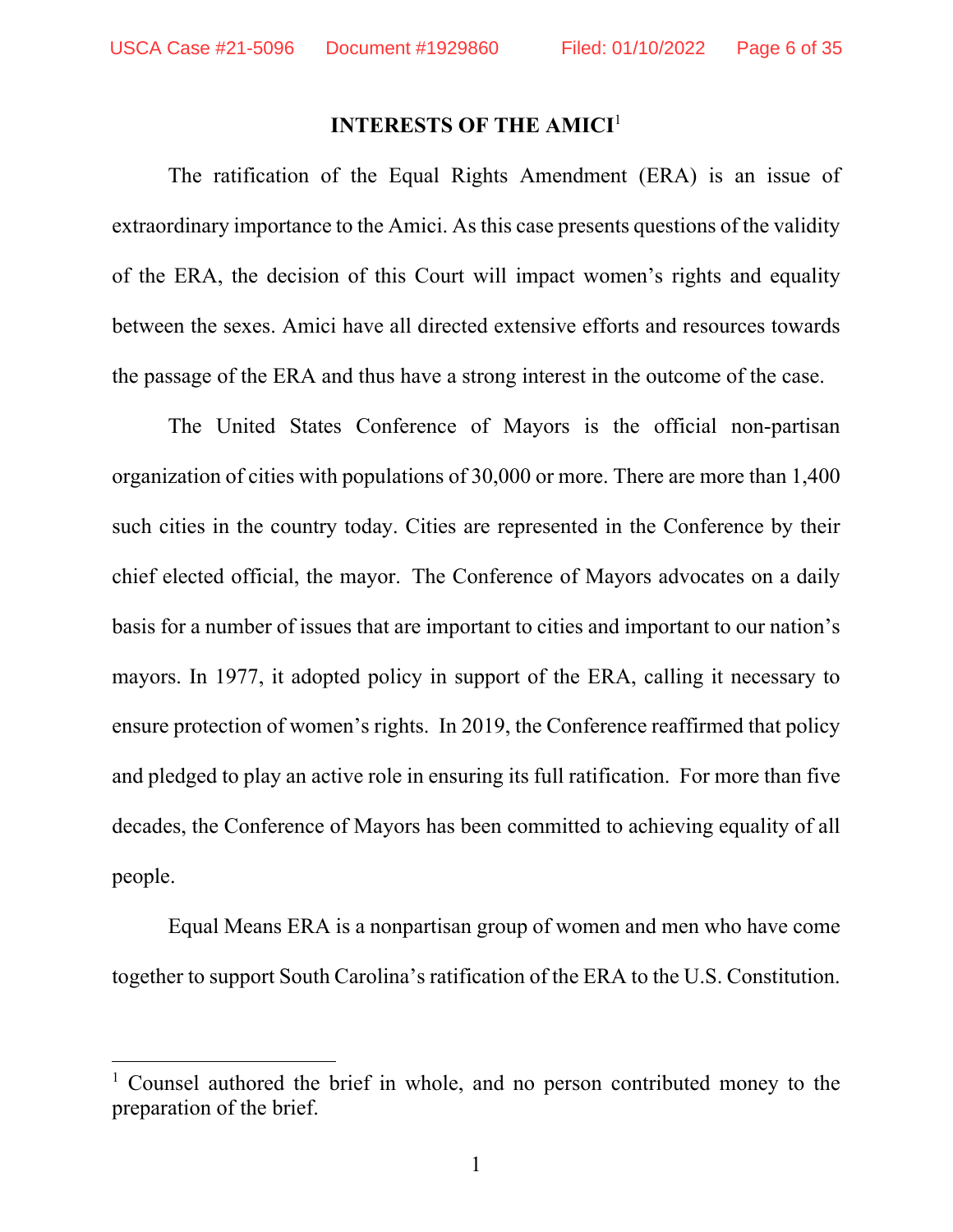## INTERESTS OF THE AMICI[1]

The ratification of the Equal Rights Amendment (ERA) is an issue of extraordinary importance to the Amici. As this case presents questions of the validity of the ERA, the decision of this Court will impact women's rights and equality between the sexes. Amici have all directed extensive efforts and resources towards the passage of the ERA and thus have a strong interest in the outcome of the case.

The United States Conference of Mayors is the official non-partisan organization of cities with populations of 30,000 or more. There are more than 1,400 such cities in the country today. Cities are represented in the Conference by their chief elected official, the mayor. The Conference of Mayors advocates on a daily basis for a number of issues that are important to cities and important to our nation's mayors. In 1977, it adopted policy in support of the ERA, calling it necessary to ensure protection of women's rights. In 2019, the Conference reaffirmed that policy and pledged to play an active role in ensuring its full ratification. For more than five decades, the Conference of Mayors has been committed to achieving equality of all people.

Equal Means ERA is a nonpartisan group of women and men who have come together to support South Carolina's ratification of the ERA to the U.S. Constitution.

---

[1] Counsel authored the brief in whole, and no person contributed money to the preparation of the brief.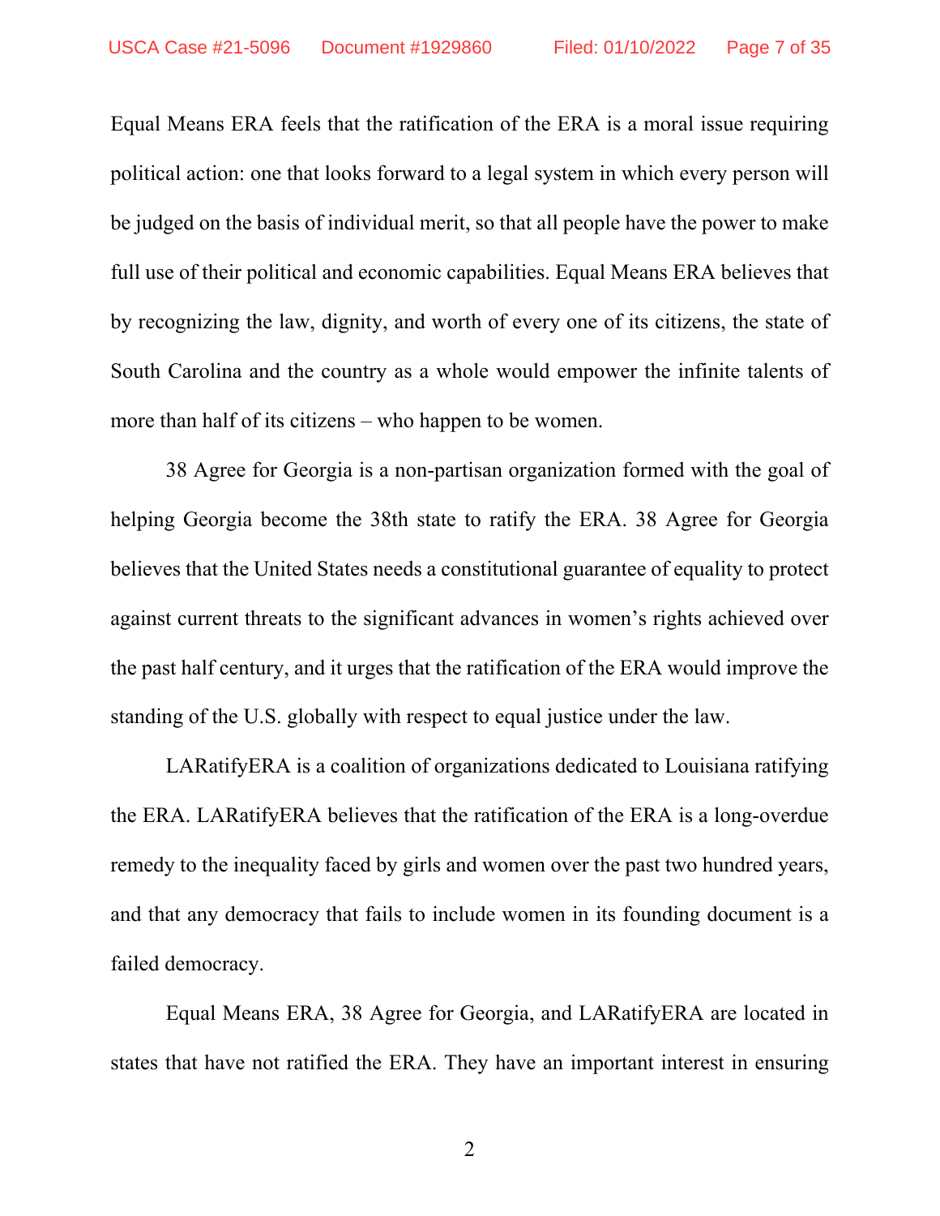Equal Means ERA feels that the ratification of the ERA is a moral issue requiring political action: one that looks forward to a legal system in which every person will be judged on the basis of individual merit, so that all people have the power to make full use of their political and economic capabilities. Equal Means ERA believes that by recognizing the law, dignity, and worth of every one of its citizens, the state of South Carolina and the country as a whole would empower the infinite talents of more than half of its citizens – who happen to be women.

38 Agree for Georgia is a non-partisan organization formed with the goal of helping Georgia become the 38th state to ratify the ERA. 38 Agree for Georgia believes that the United States needs a constitutional guarantee of equality to protect against current threats to the significant advances in women's rights achieved over the past half century, and it urges that the ratification of the ERA would improve the standing of the U.S. globally with respect to equal justice under the law.

LARatifyERA is a coalition of organizations dedicated to Louisiana ratifying the ERA. LARatifyERA believes that the ratification of the ERA is a long-overdue remedy to the inequality faced by girls and women over the past two hundred years, and that any democracy that fails to include women in its founding document is a failed democracy.

Equal Means ERA, 38 Agree for Georgia, and LARatifyERA are located in states that have not ratified the ERA. They have an important interest in ensuring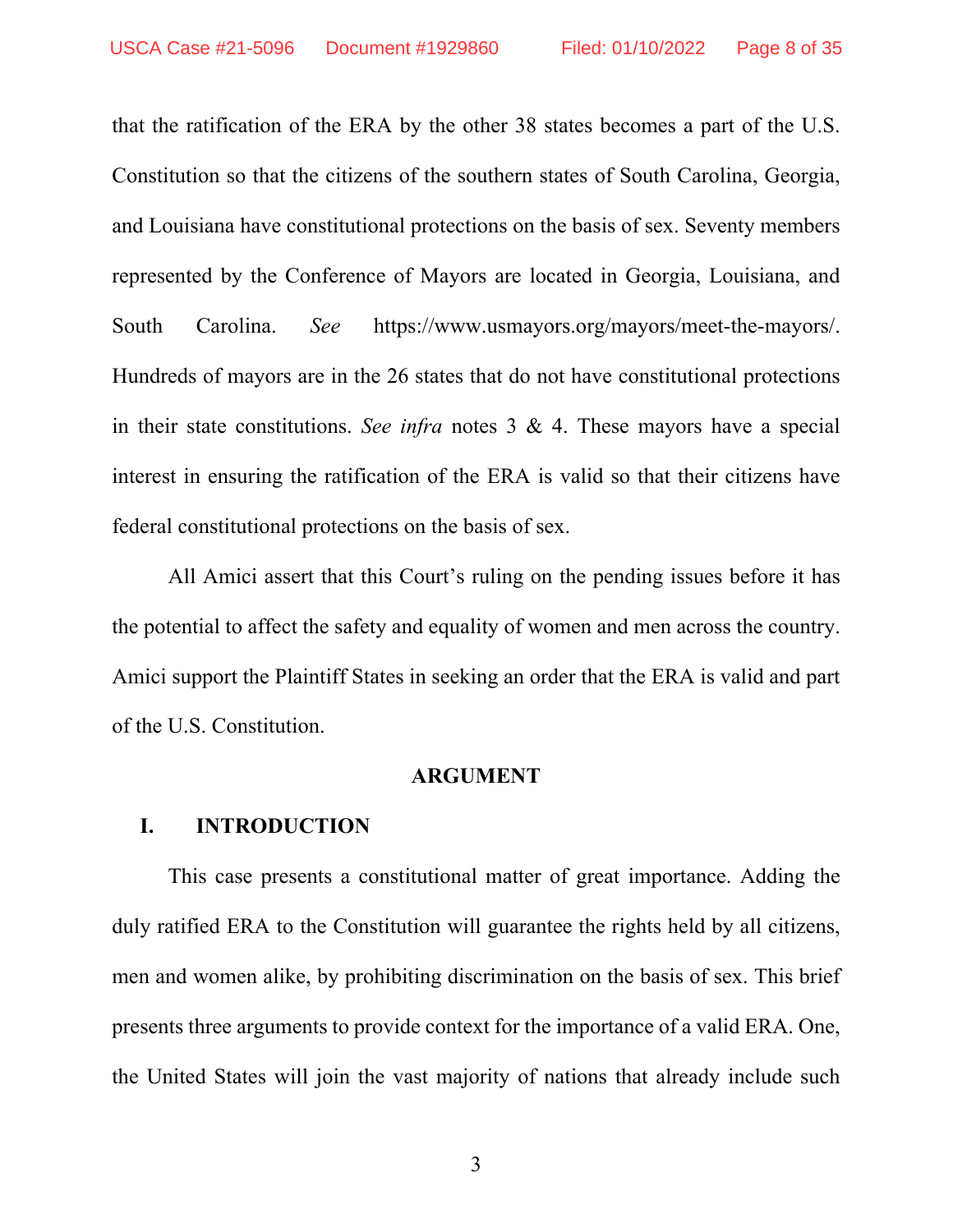that the ratification of the ERA by the other 38 states becomes a part of the U.S. Constitution so that the citizens of the southern states of South Carolina, Georgia, and Louisiana have constitutional protections on the basis of sex. Seventy members represented by the Conference of Mayors are located in Georgia, Louisiana, and South Carolina. *See* https://www.usmayors.org/mayors/meet-the-mayors/. Hundreds of mayors are in the 26 states that do not have constitutional protections in their state constitutions. *See infra* notes 3 & 4. These mayors have a special interest in ensuring the ratification of the ERA is valid so that their citizens have federal constitutional protections on the basis of sex.

All Amici assert that this Court's ruling on the pending issues before it has the potential to affect the safety and equality of women and men across the country. Amici support the Plaintiff States in seeking an order that the ERA is valid and part of the U.S. Constitution.

## ARGUMENT

### I. INTRODUCTION

This case presents a constitutional matter of great importance. Adding the duly ratified ERA to the Constitution will guarantee the rights held by all citizens, men and women alike, by prohibiting discrimination on the basis of sex. This brief presents three arguments to provide context for the importance of a valid ERA. One, the United States will join the vast majority of nations that already include such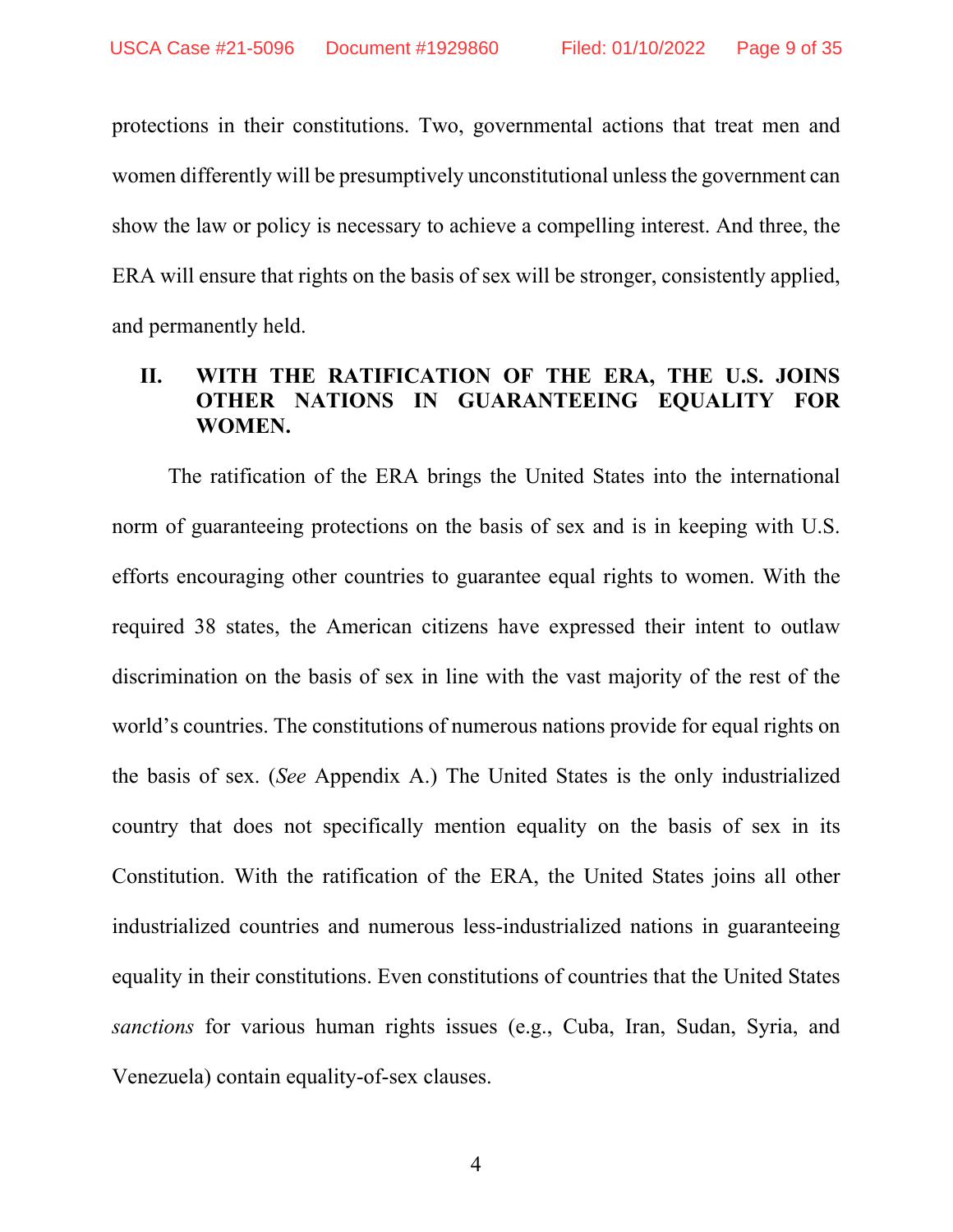protections in their constitutions. Two, governmental actions that treat men and women differently will be presumptively unconstitutional unless the government can show the law or policy is necessary to achieve a compelling interest. And three, the ERA will ensure that rights on the basis of sex will be stronger, consistently applied, and permanently held.

## II. WITH THE RATIFICATION OF THE ERA, THE U.S. JOINS OTHER NATIONS IN GUARANTEEING EQUALITY FOR WOMEN.

The ratification of the ERA brings the United States into the international norm of guaranteeing protections on the basis of sex and is in keeping with U.S. efforts encouraging other countries to guarantee equal rights to women. With the required 38 states, the American citizens have expressed their intent to outlaw discrimination on the basis of sex in line with the vast majority of the rest of the world's countries. The constitutions of numerous nations provide for equal rights on the basis of sex. (*See* Appendix A.) The United States is the only industrialized country that does not specifically mention equality on the basis of sex in its Constitution. With the ratification of the ERA, the United States joins all other industrialized countries and numerous less-industrialized nations in guaranteeing equality in their constitutions. Even constitutions of countries that the United States *sanctions* for various human rights issues (e.g., Cuba, Iran, Sudan, Syria, and Venezuela) contain equality-of-sex clauses.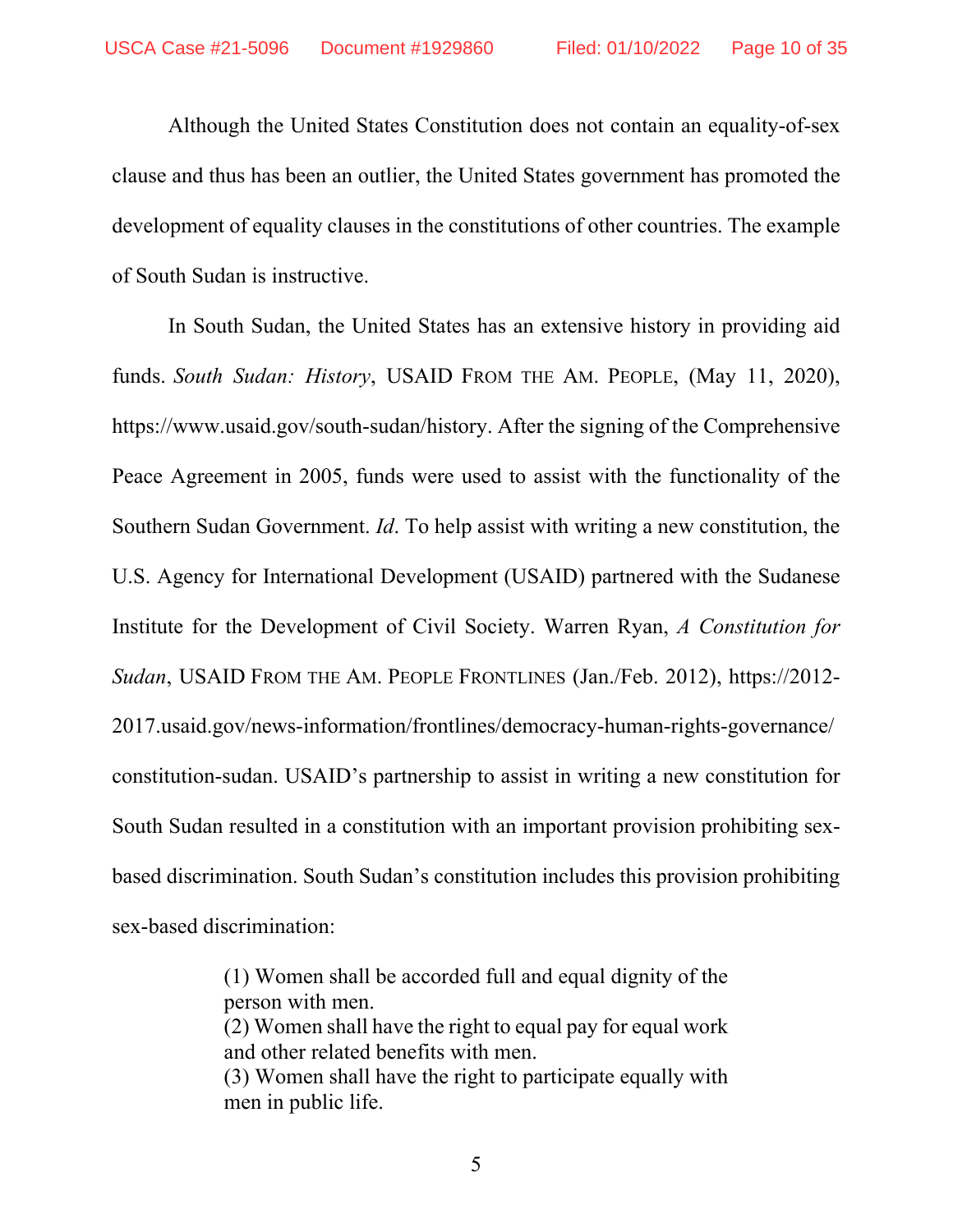Although the United States Constitution does not contain an equality-of-sex clause and thus has been an outlier, the United States government has promoted the development of equality clauses in the constitutions of other countries. The example of South Sudan is instructive.

In South Sudan, the United States has an extensive history in providing aid funds. *South Sudan: History*, USAID FROM THE AM. PEOPLE, (May 11, 2020), https://www.usaid.gov/south-sudan/history. After the signing of the Comprehensive Peace Agreement in 2005, funds were used to assist with the functionality of the Southern Sudan Government. *Id*. To help assist with writing a new constitution, the U.S. Agency for International Development (USAID) partnered with the Sudanese Institute for the Development of Civil Society. Warren Ryan, *A Constitution for Sudan*, USAID FROM THE AM. PEOPLE FRONTLINES (Jan./Feb. 2012), https://2012-2017.usaid.gov/news-information/frontlines/democracy-human-rights-governance/constitution-sudan. USAID's partnership to assist in writing a new constitution for South Sudan resulted in a constitution with an important provision prohibiting sex-based discrimination. South Sudan's constitution includes this provision prohibiting sex-based discrimination:

> (1) Women shall be accorded full and equal dignity of the person with men.
> (2) Women shall have the right to equal pay for equal work and other related benefits with men.
> (3) Women shall have the right to participate equally with men in public life.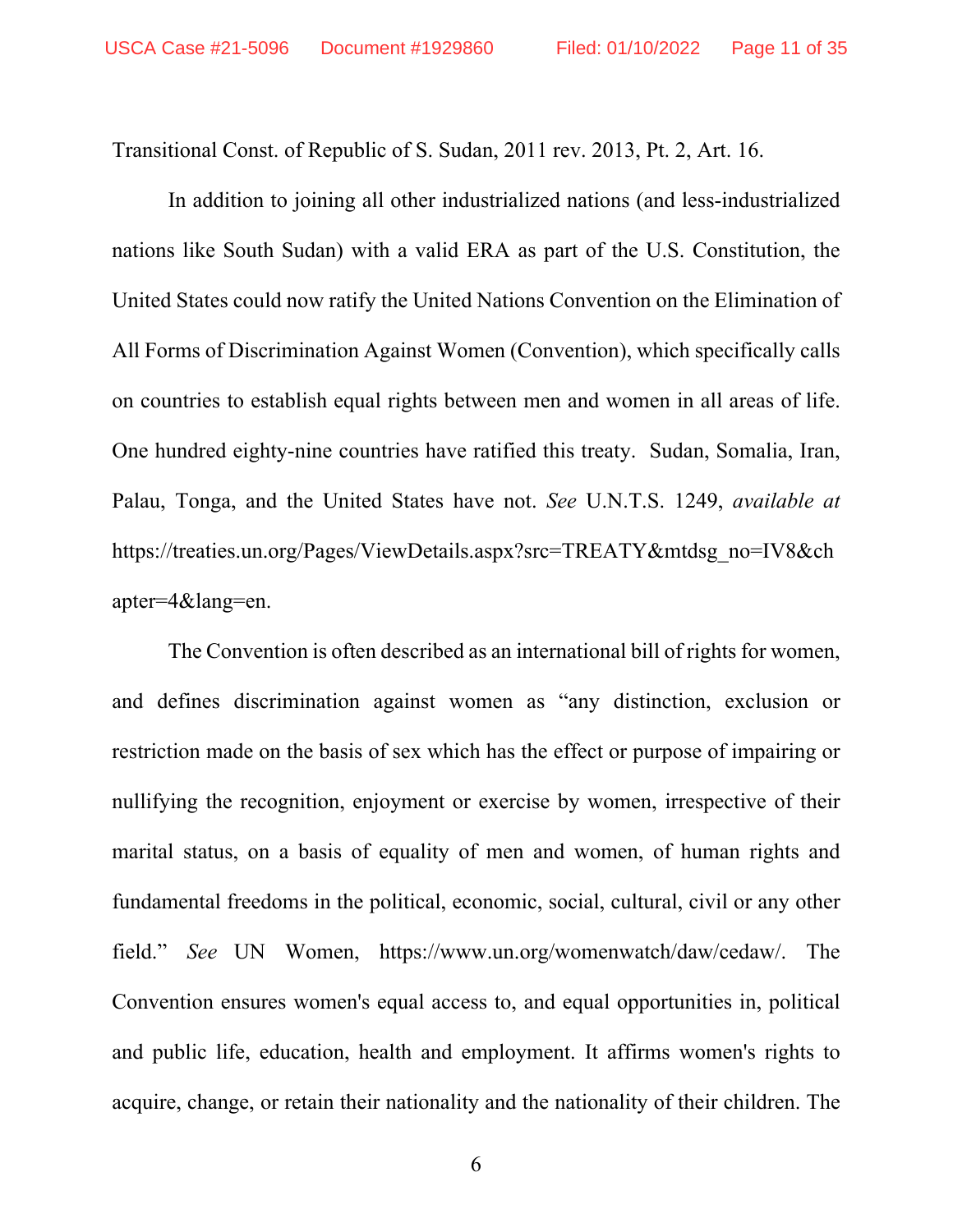Transitional Const. of Republic of S. Sudan, 2011 rev. 2013, Pt. 2, Art. 16.

In addition to joining all other industrialized nations (and less-industrialized nations like South Sudan) with a valid ERA as part of the U.S. Constitution, the United States could now ratify the United Nations Convention on the Elimination of All Forms of Discrimination Against Women (Convention), which specifically calls on countries to establish equal rights between men and women in all areas of life. One hundred eighty-nine countries have ratified this treaty. Sudan, Somalia, Iran, Palau, Tonga, and the United States have not. *See* U.N.T.S. 1249, *available at* https://treaties.un.org/Pages/ViewDetails.aspx?src=TREATY&mtdsg_no=IV8&chapter=4&lang=en.

The Convention is often described as an international bill of rights for women, and defines discrimination against women as "any distinction, exclusion or restriction made on the basis of sex which has the effect or purpose of impairing or nullifying the recognition, enjoyment or exercise by women, irrespective of their marital status, on a basis of equality of men and women, of human rights and fundamental freedoms in the political, economic, social, cultural, civil or any other field." *See* UN Women, https://www.un.org/womenwatch/daw/cedaw/. The Convention ensures women's equal access to, and equal opportunities in, political and public life, education, health and employment. It affirms women's rights to acquire, change, or retain their nationality and the nationality of their children. The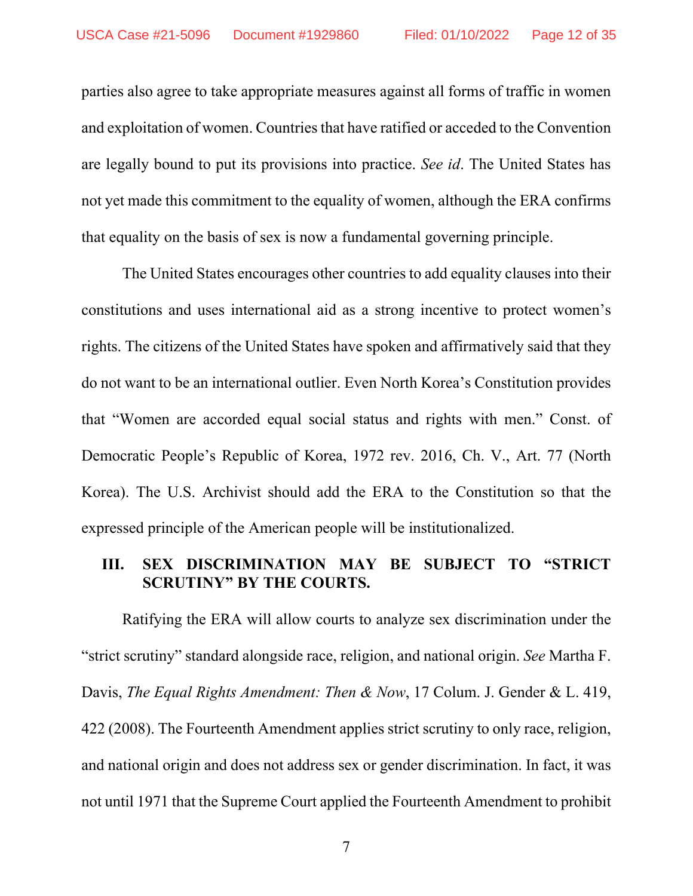parties also agree to take appropriate measures against all forms of traffic in women and exploitation of women. Countries that have ratified or acceded to the Convention are legally bound to put its provisions into practice. *See id*. The United States has not yet made this commitment to the equality of women, although the ERA confirms that equality on the basis of sex is now a fundamental governing principle.

The United States encourages other countries to add equality clauses into their constitutions and uses international aid as a strong incentive to protect women's rights. The citizens of the United States have spoken and affirmatively said that they do not want to be an international outlier. Even North Korea's Constitution provides that "Women are accorded equal social status and rights with men." Const. of Democratic People's Republic of Korea, 1972 rev. 2016, Ch. V., Art. 77 (North Korea). The U.S. Archivist should add the ERA to the Constitution so that the expressed principle of the American people will be institutionalized.

## III. SEX DISCRIMINATION MAY BE SUBJECT TO "STRICT SCRUTINY" BY THE COURTS.

Ratifying the ERA will allow courts to analyze sex discrimination under the "strict scrutiny" standard alongside race, religion, and national origin. *See* Martha F. Davis, *The Equal Rights Amendment: Then & Now*, 17 Colum. J. Gender & L. 419, 422 (2008). The Fourteenth Amendment applies strict scrutiny to only race, religion, and national origin and does not address sex or gender discrimination. In fact, it was not until 1971 that the Supreme Court applied the Fourteenth Amendment to prohibit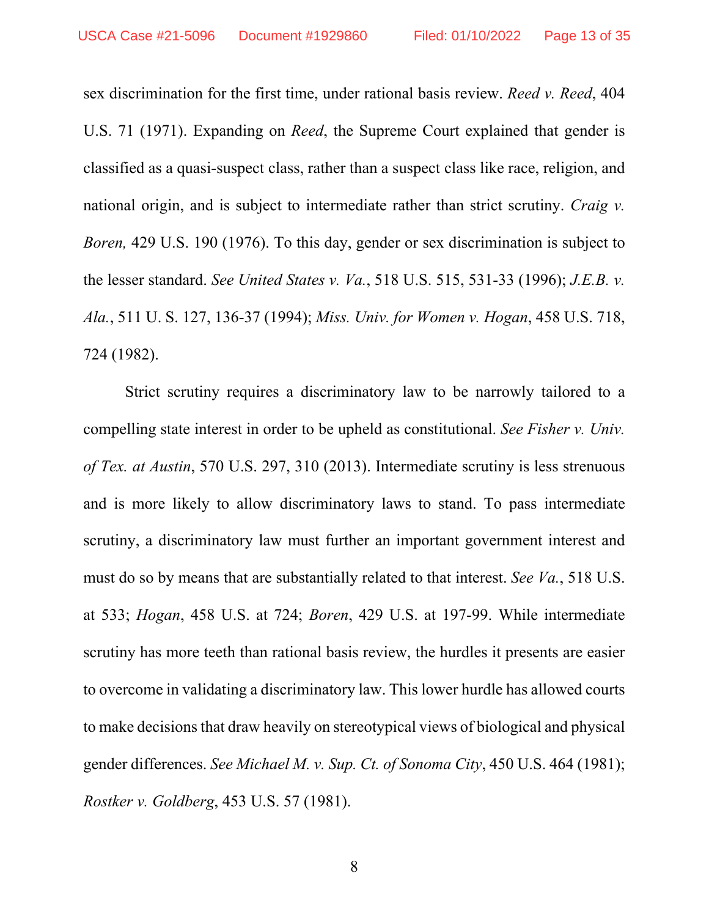sex discrimination for the first time, under rational basis review. *Reed v. Reed*, 404 U.S. 71 (1971). Expanding on *Reed*, the Supreme Court explained that gender is classified as a quasi-suspect class, rather than a suspect class like race, religion, and national origin, and is subject to intermediate rather than strict scrutiny. *Craig v. Boren,* 429 U.S. 190 (1976). To this day, gender or sex discrimination is subject to the lesser standard. *See United States v. Va.*, 518 U.S. 515, 531-33 (1996); *J.E.B. v. Ala.*, 511 U. S. 127, 136-37 (1994); *Miss. Univ. for Women v. Hogan*, 458 U.S. 718, 724 (1982).

Strict scrutiny requires a discriminatory law to be narrowly tailored to a compelling state interest in order to be upheld as constitutional. *See Fisher v. Univ. of Tex. at Austin*, 570 U.S. 297, 310 (2013). Intermediate scrutiny is less strenuous and is more likely to allow discriminatory laws to stand. To pass intermediate scrutiny, a discriminatory law must further an important government interest and must do so by means that are substantially related to that interest. *See Va.*, 518 U.S. at 533; *Hogan*, 458 U.S. at 724; *Boren*, 429 U.S. at 197-99. While intermediate scrutiny has more teeth than rational basis review, the hurdles it presents are easier to overcome in validating a discriminatory law. This lower hurdle has allowed courts to make decisions that draw heavily on stereotypical views of biological and physical gender differences. *See Michael M. v. Sup. Ct. of Sonoma City*, 450 U.S. 464 (1981); *Rostker v. Goldberg*, 453 U.S. 57 (1981).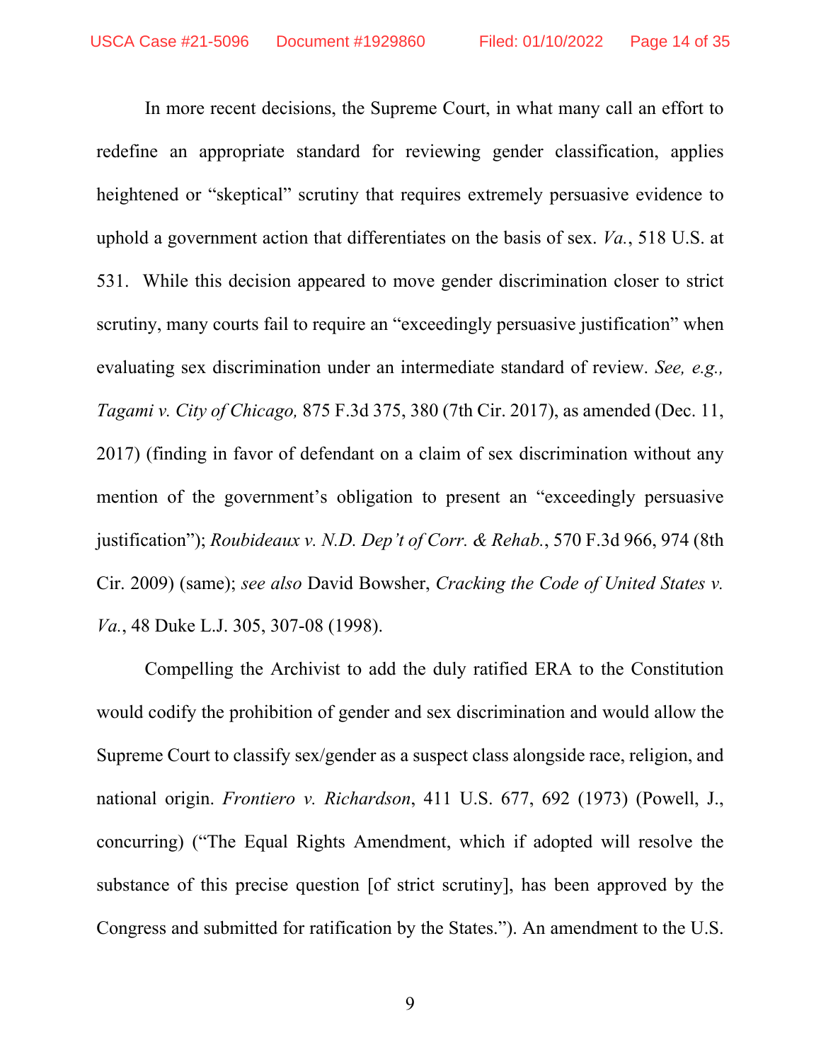In more recent decisions, the Supreme Court, in what many call an effort to redefine an appropriate standard for reviewing gender classification, applies heightened or "skeptical" scrutiny that requires extremely persuasive evidence to uphold a government action that differentiates on the basis of sex. *Va.*, 518 U.S. at 531. While this decision appeared to move gender discrimination closer to strict scrutiny, many courts fail to require an "exceedingly persuasive justification" when evaluating sex discrimination under an intermediate standard of review. *See, e.g., Tagami v. City of Chicago,* 875 F.3d 375, 380 (7th Cir. 2017), as amended (Dec. 11, 2017) (finding in favor of defendant on a claim of sex discrimination without any mention of the government's obligation to present an "exceedingly persuasive justification"); *Roubideaux v. N.D. Dep't of Corr. & Rehab.*, 570 F.3d 966, 974 (8th Cir. 2009) (same); *see also* David Bowsher, *Cracking the Code of United States v. Va.*, 48 Duke L.J. 305, 307-08 (1998).

Compelling the Archivist to add the duly ratified ERA to the Constitution would codify the prohibition of gender and sex discrimination and would allow the Supreme Court to classify sex/gender as a suspect class alongside race, religion, and national origin. *Frontiero v. Richardson*, 411 U.S. 677, 692 (1973) (Powell, J., concurring) ("The Equal Rights Amendment, which if adopted will resolve the substance of this precise question [of strict scrutiny], has been approved by the Congress and submitted for ratification by the States."). An amendment to the U.S.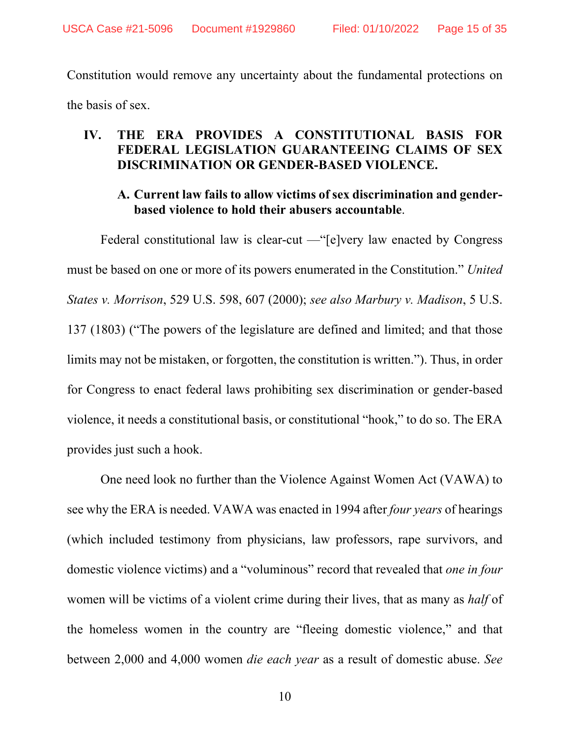Constitution would remove any uncertainty about the fundamental protections on the basis of sex.

## IV. THE ERA PROVIDES A CONSTITUTIONAL BASIS FOR FEDERAL LEGISLATION GUARANTEEING CLAIMS OF SEX DISCRIMINATION OR GENDER-BASED VIOLENCE.

### A. Current law fails to allow victims of sex discrimination and gender-based violence to hold their abusers accountable.

Federal constitutional law is clear-cut —"[e]very law enacted by Congress must be based on one or more of its powers enumerated in the Constitution." *United States v. Morrison*, 529 U.S. 598, 607 (2000); *see also Marbury v. Madison*, 5 U.S. 137 (1803) ("The powers of the legislature are defined and limited; and that those limits may not be mistaken, or forgotten, the constitution is written."). Thus, in order for Congress to enact federal laws prohibiting sex discrimination or gender-based violence, it needs a constitutional basis, or constitutional "hook," to do so. The ERA provides just such a hook.

One need look no further than the Violence Against Women Act (VAWA) to see why the ERA is needed. VAWA was enacted in 1994 after *four years* of hearings (which included testimony from physicians, law professors, rape survivors, and domestic violence victims) and a "voluminous" record that revealed that *one in four* women will be victims of a violent crime during their lives, that as many as *half* of the homeless women in the country are "fleeing domestic violence," and that between 2,000 and 4,000 women *die each year* as a result of domestic abuse. *See*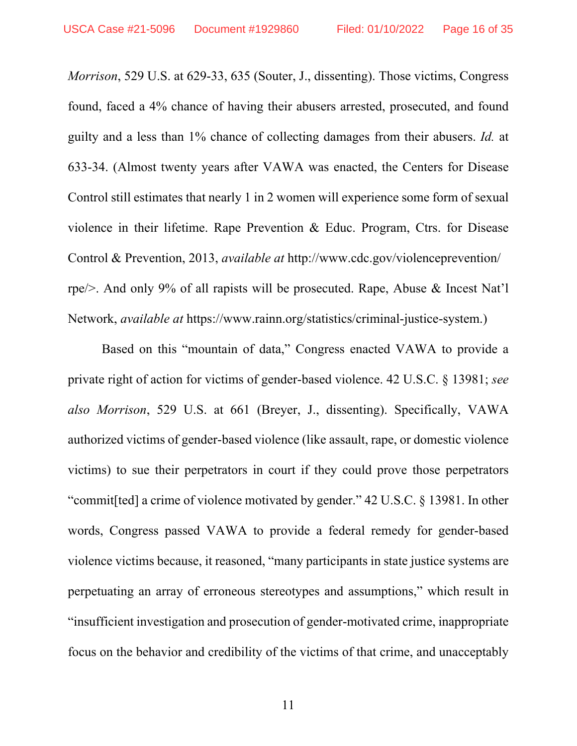*Morrison*, 529 U.S. at 629-33, 635 (Souter, J., dissenting). Those victims, Congress found, faced a 4% chance of having their abusers arrested, prosecuted, and found guilty and a less than 1% chance of collecting damages from their abusers. *Id.* at 633-34. (Almost twenty years after VAWA was enacted, the Centers for Disease Control still estimates that nearly 1 in 2 women will experience some form of sexual violence in their lifetime. Rape Prevention & Educ. Program, Ctrs. for Disease Control & Prevention, 2013, *available at* http://www.cdc.gov/violenceprevention/rpe/>. And only 9% of all rapists will be prosecuted. Rape, Abuse & Incest Nat'l Network, *available at* https://www.rainn.org/statistics/criminal-justice-system.)

Based on this "mountain of data," Congress enacted VAWA to provide a private right of action for victims of gender-based violence. 42 U.S.C. § 13981; *see also Morrison*, 529 U.S. at 661 (Breyer, J., dissenting). Specifically, VAWA authorized victims of gender-based violence (like assault, rape, or domestic violence victims) to sue their perpetrators in court if they could prove those perpetrators "commit[ted] a crime of violence motivated by gender." 42 U.S.C. § 13981. In other words, Congress passed VAWA to provide a federal remedy for gender-based violence victims because, it reasoned, "many participants in state justice systems are perpetuating an array of erroneous stereotypes and assumptions," which result in "insufficient investigation and prosecution of gender-motivated crime, inappropriate focus on the behavior and credibility of the victims of that crime, and unacceptably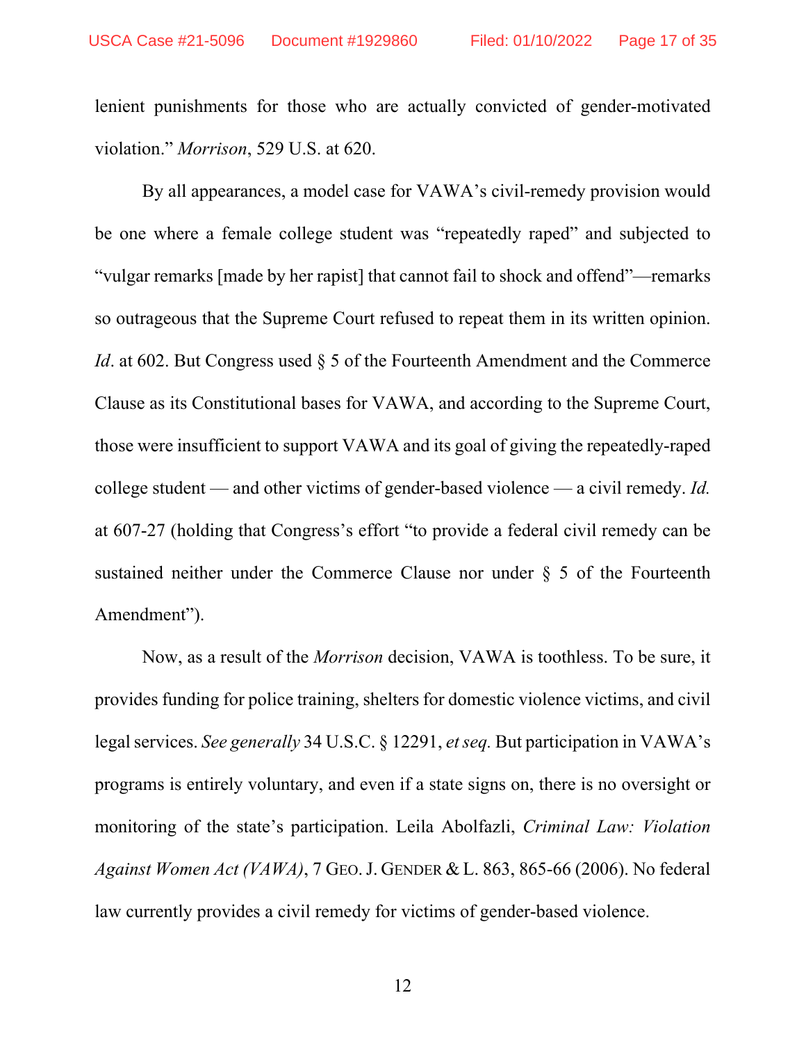lenient punishments for those who are actually convicted of gender-motivated violation." *Morrison*, 529 U.S. at 620.

By all appearances, a model case for VAWA's civil-remedy provision would be one where a female college student was "repeatedly raped" and subjected to "vulgar remarks [made by her rapist] that cannot fail to shock and offend"—remarks so outrageous that the Supreme Court refused to repeat them in its written opinion. *Id*. at 602. But Congress used § 5 of the Fourteenth Amendment and the Commerce Clause as its Constitutional bases for VAWA, and according to the Supreme Court, those were insufficient to support VAWA and its goal of giving the repeatedly-raped college student — and other victims of gender-based violence — a civil remedy. *Id.* at 607-27 (holding that Congress's effort "to provide a federal civil remedy can be sustained neither under the Commerce Clause nor under § 5 of the Fourteenth Amendment").

Now, as a result of the *Morrison* decision, VAWA is toothless. To be sure, it provides funding for police training, shelters for domestic violence victims, and civil legal services. *See generally* 34 U.S.C. § 12291, *et seq.* But participation in VAWA's programs is entirely voluntary, and even if a state signs on, there is no oversight or monitoring of the state's participation. Leila Abolfazli, *Criminal Law: Violation Against Women Act (VAWA)*, 7 GEO. J. GENDER & L. 863, 865-66 (2006). No federal law currently provides a civil remedy for victims of gender-based violence.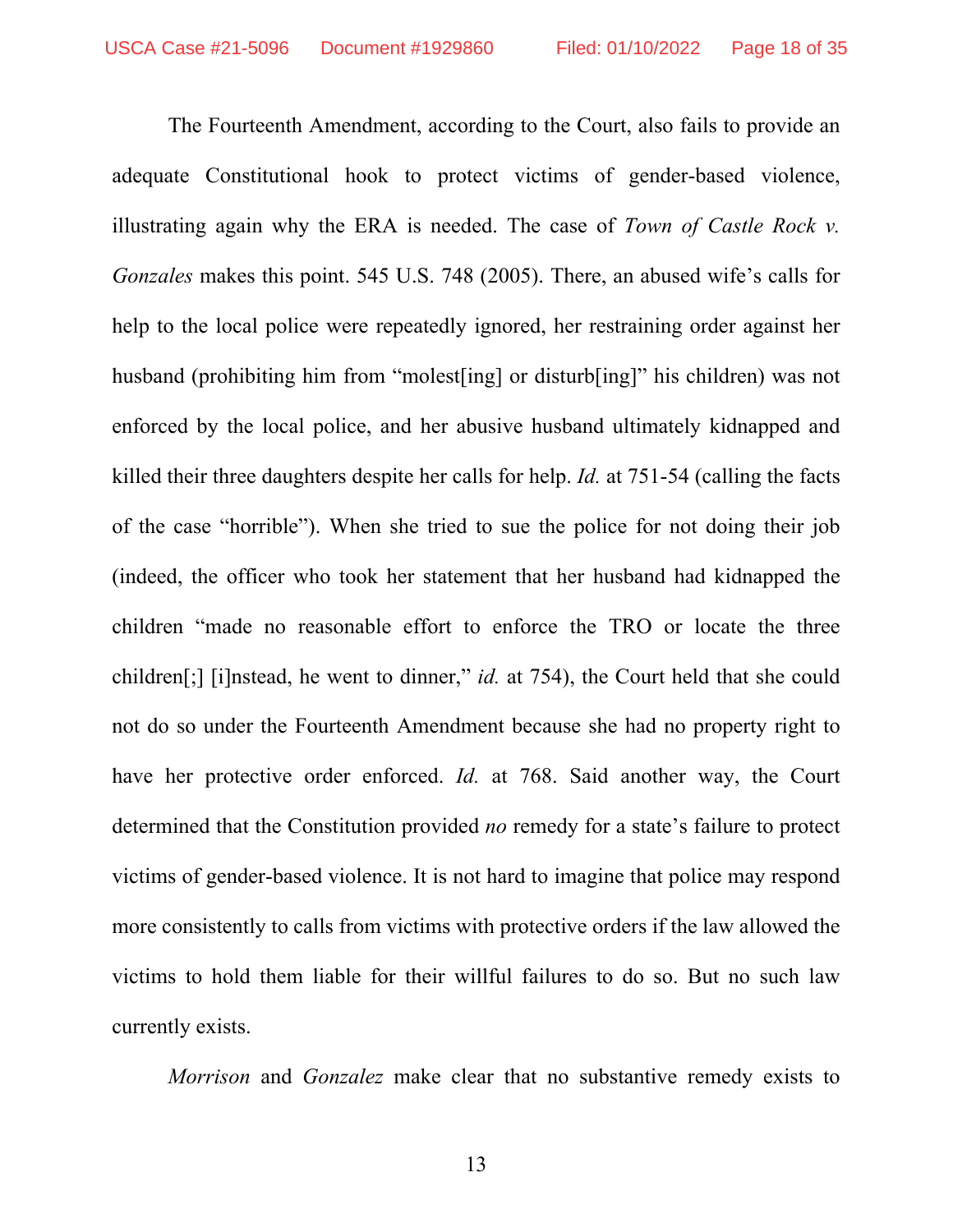The Fourteenth Amendment, according to the Court, also fails to provide an adequate Constitutional hook to protect victims of gender-based violence, illustrating again why the ERA is needed. The case of *Town of Castle Rock v. Gonzales* makes this point. 545 U.S. 748 (2005). There, an abused wife's calls for help to the local police were repeatedly ignored, her restraining order against her husband (prohibiting him from "molest[ing] or disturb[ing]" his children) was not enforced by the local police, and her abusive husband ultimately kidnapped and killed their three daughters despite her calls for help. *Id.* at 751-54 (calling the facts of the case "horrible"). When she tried to sue the police for not doing their job (indeed, the officer who took her statement that her husband had kidnapped the children "made no reasonable effort to enforce the TRO or locate the three children[;] [i]nstead, he went to dinner," *id.* at 754), the Court held that she could not do so under the Fourteenth Amendment because she had no property right to have her protective order enforced. *Id.* at 768. Said another way, the Court determined that the Constitution provided *no* remedy for a state's failure to protect victims of gender-based violence. It is not hard to imagine that police may respond more consistently to calls from victims with protective orders if the law allowed the victims to hold them liable for their willful failures to do so. But no such law currently exists.

*Morrison* and *Gonzalez* make clear that no substantive remedy exists to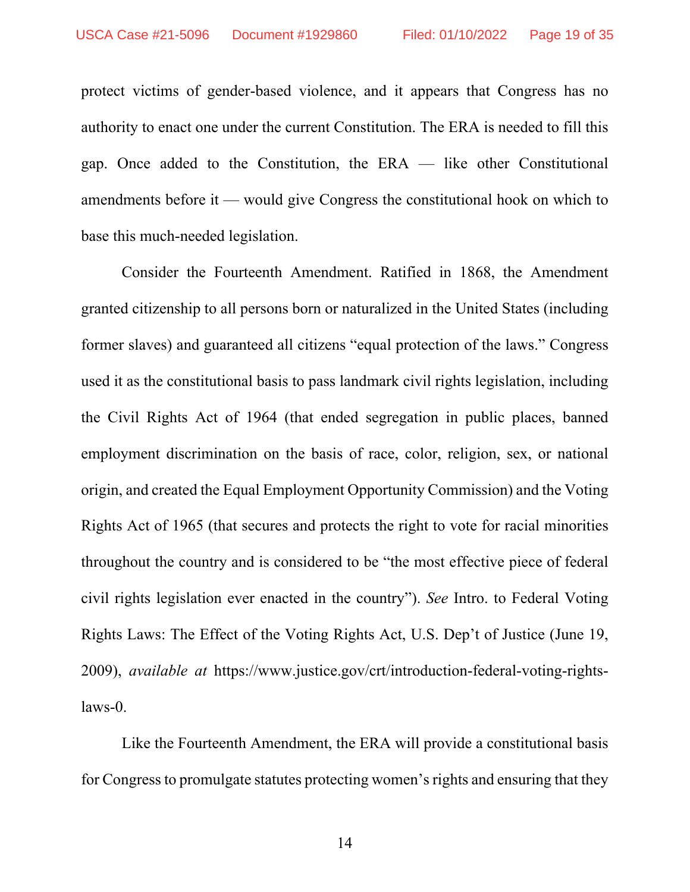protect victims of gender-based violence, and it appears that Congress has no authority to enact one under the current Constitution. The ERA is needed to fill this gap. Once added to the Constitution, the ERA — like other Constitutional amendments before it — would give Congress the constitutional hook on which to base this much-needed legislation.

Consider the Fourteenth Amendment. Ratified in 1868, the Amendment granted citizenship to all persons born or naturalized in the United States (including former slaves) and guaranteed all citizens "equal protection of the laws." Congress used it as the constitutional basis to pass landmark civil rights legislation, including the Civil Rights Act of 1964 (that ended segregation in public places, banned employment discrimination on the basis of race, color, religion, sex, or national origin, and created the Equal Employment Opportunity Commission) and the Voting Rights Act of 1965 (that secures and protects the right to vote for racial minorities throughout the country and is considered to be "the most effective piece of federal civil rights legislation ever enacted in the country"). *See* Intro. to Federal Voting Rights Laws: The Effect of the Voting Rights Act, U.S. Dep't of Justice (June 19, 2009), *available at* https://www.justice.gov/crt/introduction-federal-voting-rights-laws-0.

Like the Fourteenth Amendment, the ERA will provide a constitutional basis for Congress to promulgate statutes protecting women's rights and ensuring that they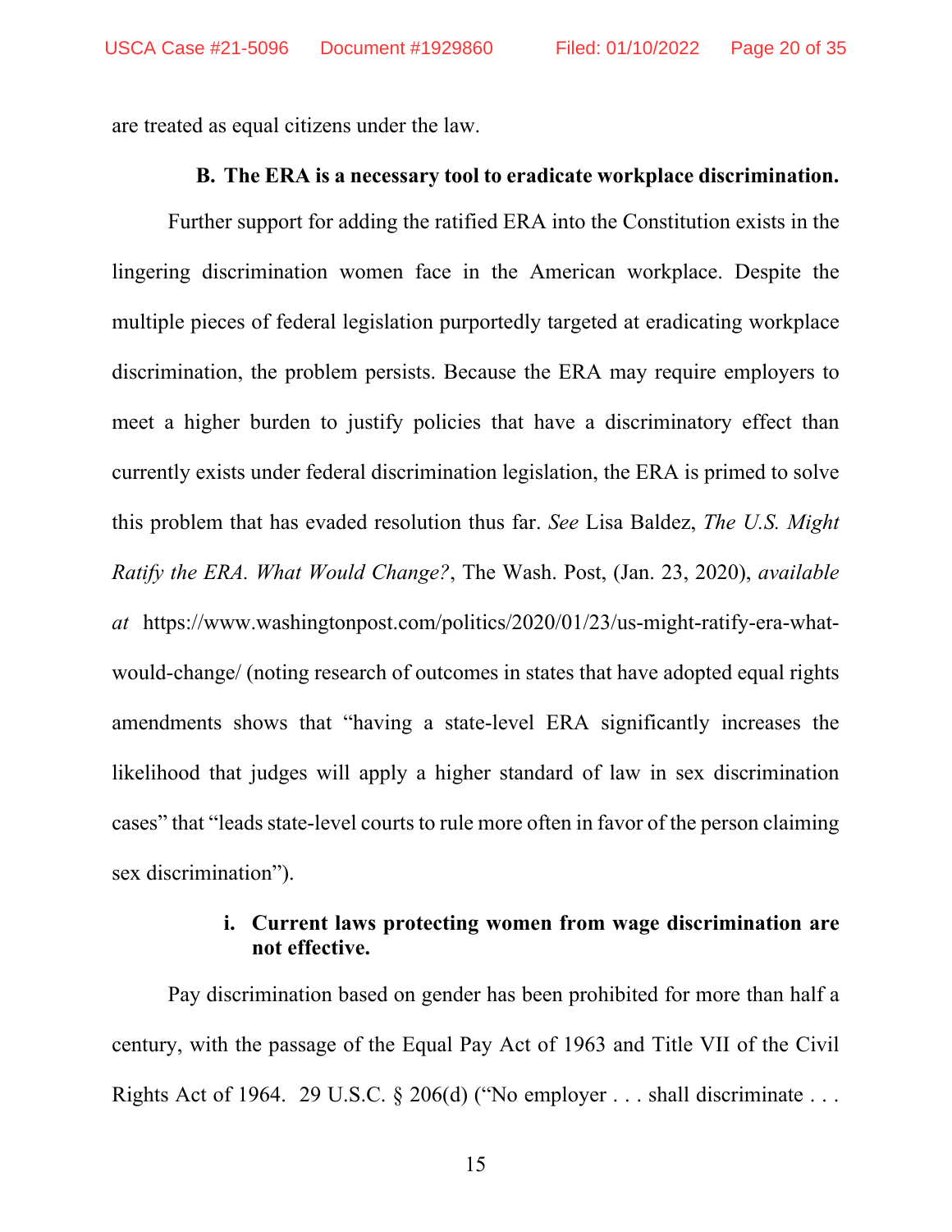are treated as equal citizens under the law.

### B. The ERA is a necessary tool to eradicate workplace discrimination.

Further support for adding the ratified ERA into the Constitution exists in the lingering discrimination women face in the American workplace. Despite the multiple pieces of federal legislation purportedly targeted at eradicating workplace discrimination, the problem persists. Because the ERA may require employers to meet a higher burden to justify policies that have a discriminatory effect than currently exists under federal discrimination legislation, the ERA is primed to solve this problem that has evaded resolution thus far. *See* Lisa Baldez, *The U.S. Might Ratify the ERA. What Would Change?*, The Wash. Post, (Jan. 23, 2020), *available at* https://www.washingtonpost.com/politics/2020/01/23/us-might-ratify-era-what-would-change/ (noting research of outcomes in states that have adopted equal rights amendments shows that "having a state-level ERA significantly increases the likelihood that judges will apply a higher standard of law in sex discrimination cases" that "leads state-level courts to rule more often in favor of the person claiming sex discrimination").

#### i. Current laws protecting women from wage discrimination are not effective.

Pay discrimination based on gender has been prohibited for more than half a century, with the passage of the Equal Pay Act of 1963 and Title VII of the Civil Rights Act of 1964. 29 U.S.C. § 206(d) ("No employer . . . shall discriminate . . .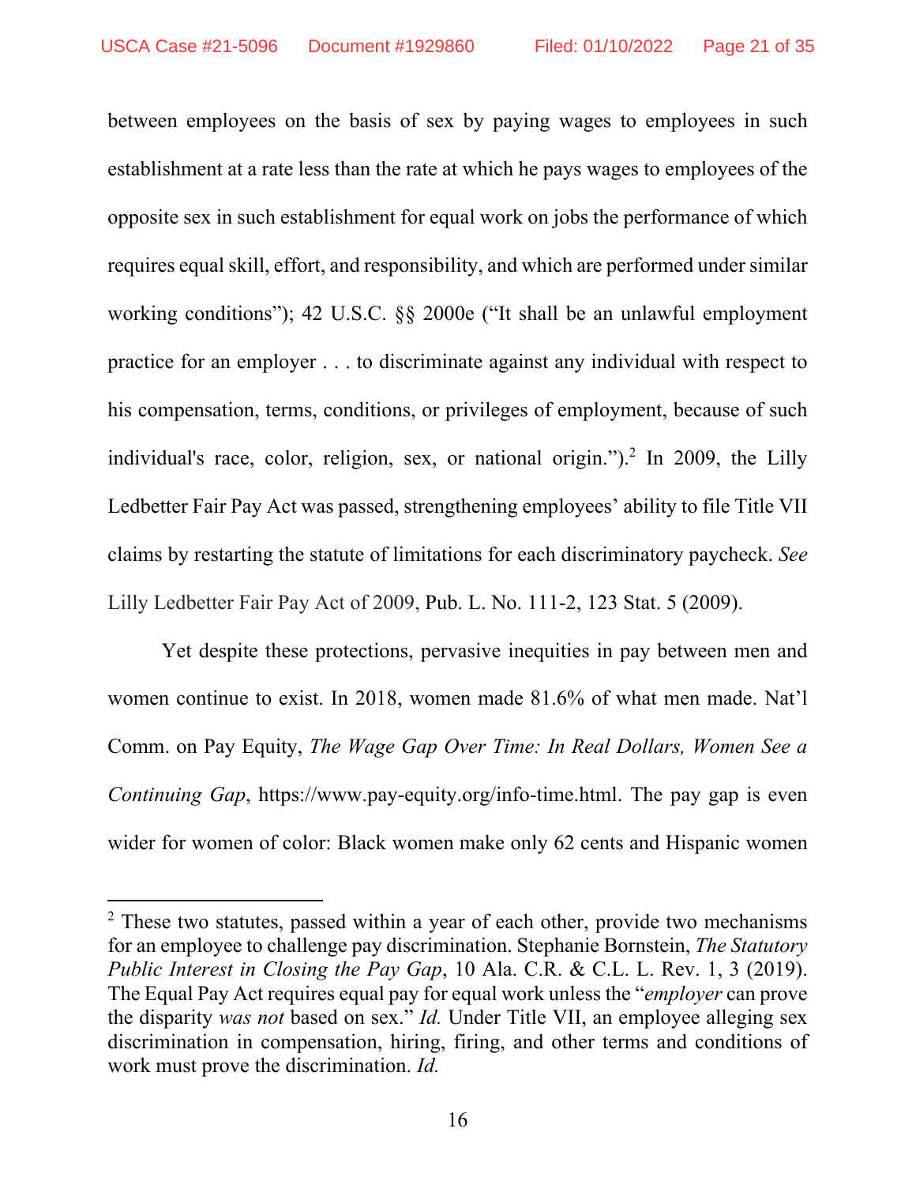between employees on the basis of sex by paying wages to employees in such establishment at a rate less than the rate at which he pays wages to employees of the opposite sex in such establishment for equal work on jobs the performance of which requires equal skill, effort, and responsibility, and which are performed under similar working conditions"); 42 U.S.C. §§ 2000e ("It shall be an unlawful employment practice for an employer . . . to discriminate against any individual with respect to his compensation, terms, conditions, or privileges of employment, because of such individual's race, color, religion, sex, or national origin.").[2] In 2009, the Lilly Ledbetter Fair Pay Act was passed, strengthening employees' ability to file Title VII claims by restarting the statute of limitations for each discriminatory paycheck. *See* Lilly Ledbetter Fair Pay Act of 2009, Pub. L. No. 111-2, 123 Stat. 5 (2009).

Yet despite these protections, pervasive inequities in pay between men and women continue to exist. In 2018, women made 81.6% of what men made. Nat'l Comm. on Pay Equity, *The Wage Gap Over Time: In Real Dollars, Women See a Continuing Gap*, https://www.pay-equity.org/info-time.html. The pay gap is even wider for women of color: Black women make only 62 cents and Hispanic women

---

[2] These two statutes, passed within a year of each other, provide two mechanisms for an employee to challenge pay discrimination. Stephanie Bornstein, *The Statutory Public Interest in Closing the Pay Gap*, 10 Ala. C.R. & C.L. L. Rev. 1, 3 (2019). The Equal Pay Act requires equal pay for equal work unless the "*employer* can prove the disparity *was not* based on sex." *Id.* Under Title VII, an employee alleging sex discrimination in compensation, hiring, firing, and other terms and conditions of work must prove the discrimination. *Id.*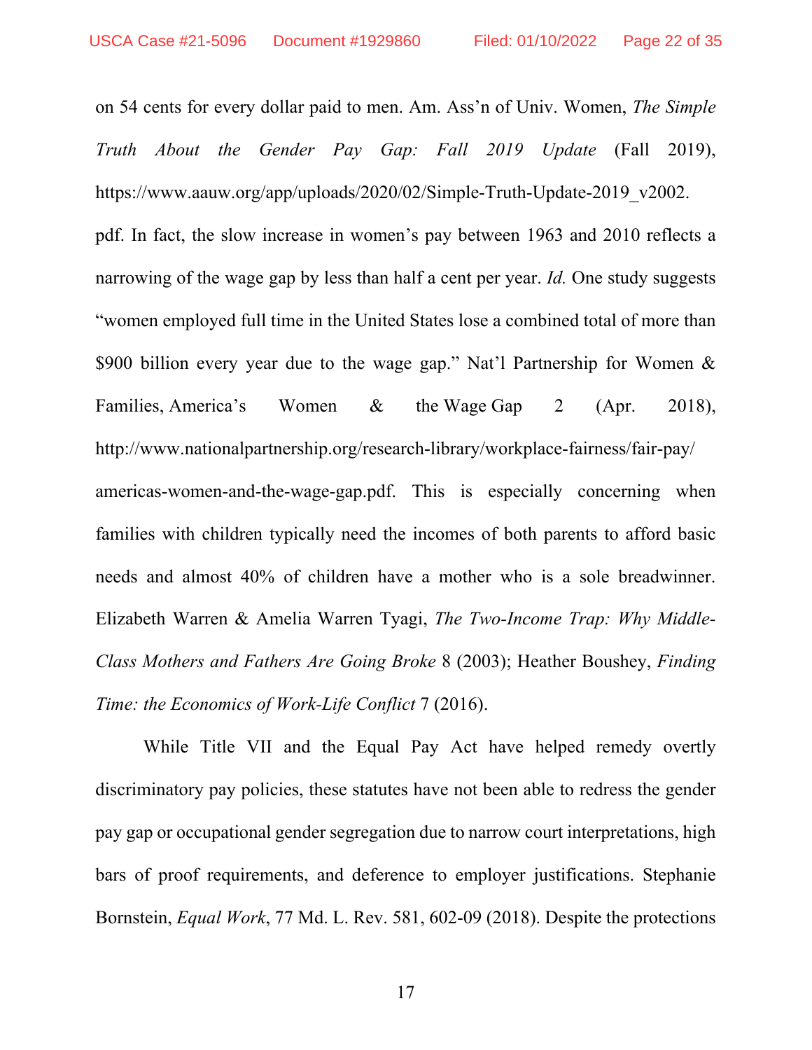on 54 cents for every dollar paid to men. Am. Ass'n of Univ. Women, *The Simple Truth About the Gender Pay Gap: Fall 2019 Update* (Fall 2019), https://www.aauw.org/app/uploads/2020/02/Simple-Truth-Update-2019_v2002.pdf. In fact, the slow increase in women's pay between 1963 and 2010 reflects a narrowing of the wage gap by less than half a cent per year. *Id.* One study suggests "women employed full time in the United States lose a combined total of more than $900 billion every year due to the wage gap." Nat'l Partnership for Women & Families, America's Women & the Wage Gap 2 (Apr. 2018), http://www.nationalpartnership.org/research-library/workplace-fairness/fair-pay/americas-women-and-the-wage-gap.pdf. This is especially concerning when families with children typically need the incomes of both parents to afford basic needs and almost 40% of children have a mother who is a sole breadwinner. Elizabeth Warren & Amelia Warren Tyagi, *The Two-Income Trap: Why Middle-Class Mothers and Fathers Are Going Broke* 8 (2003); Heather Boushey, *Finding Time: the Economics of Work-Life Conflict* 7 (2016).

While Title VII and the Equal Pay Act have helped remedy overtly discriminatory pay policies, these statutes have not been able to redress the gender pay gap or occupational gender segregation due to narrow court interpretations, high bars of proof requirements, and deference to employer justifications. Stephanie Bornstein, *Equal Work*, 77 Md. L. Rev. 581, 602-09 (2018). Despite the protections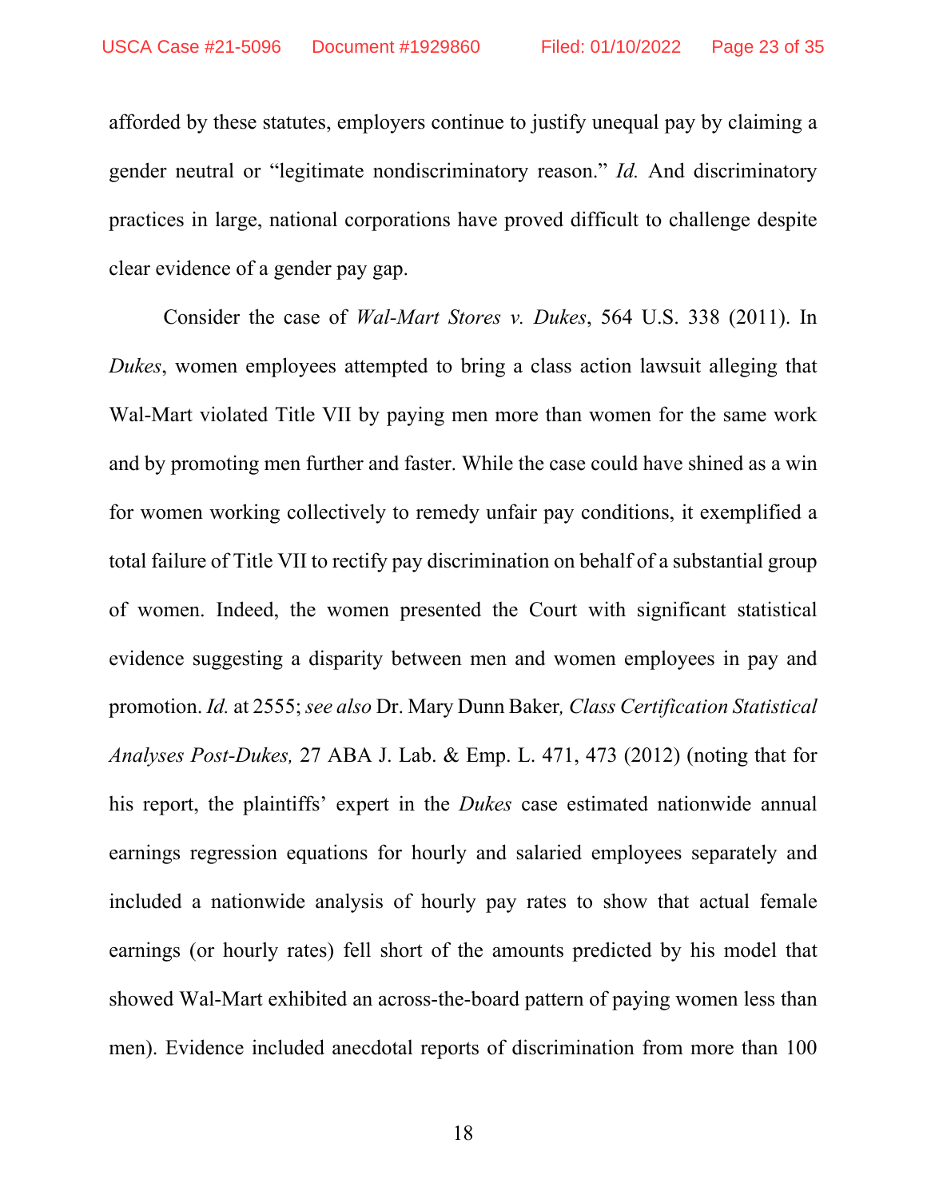afforded by these statutes, employers continue to justify unequal pay by claiming a gender neutral or "legitimate nondiscriminatory reason." *Id.* And discriminatory practices in large, national corporations have proved difficult to challenge despite clear evidence of a gender pay gap.

Consider the case of *Wal-Mart Stores v. Dukes*, 564 U.S. 338 (2011). In *Dukes*, women employees attempted to bring a class action lawsuit alleging that Wal-Mart violated Title VII by paying men more than women for the same work and by promoting men further and faster. While the case could have shined as a win for women working collectively to remedy unfair pay conditions, it exemplified a total failure of Title VII to rectify pay discrimination on behalf of a substantial group of women. Indeed, the women presented the Court with significant statistical evidence suggesting a disparity between men and women employees in pay and promotion. *Id.* at 2555; *see also* Dr. Mary Dunn Baker*, Class Certification Statistical Analyses Post-Dukes,* 27 ABA J. Lab. & Emp. L. 471, 473 (2012) (noting that for his report, the plaintiffs' expert in the *Dukes* case estimated nationwide annual earnings regression equations for hourly and salaried employees separately and included a nationwide analysis of hourly pay rates to show that actual female earnings (or hourly rates) fell short of the amounts predicted by his model that showed Wal-Mart exhibited an across-the-board pattern of paying women less than men). Evidence included anecdotal reports of discrimination from more than 100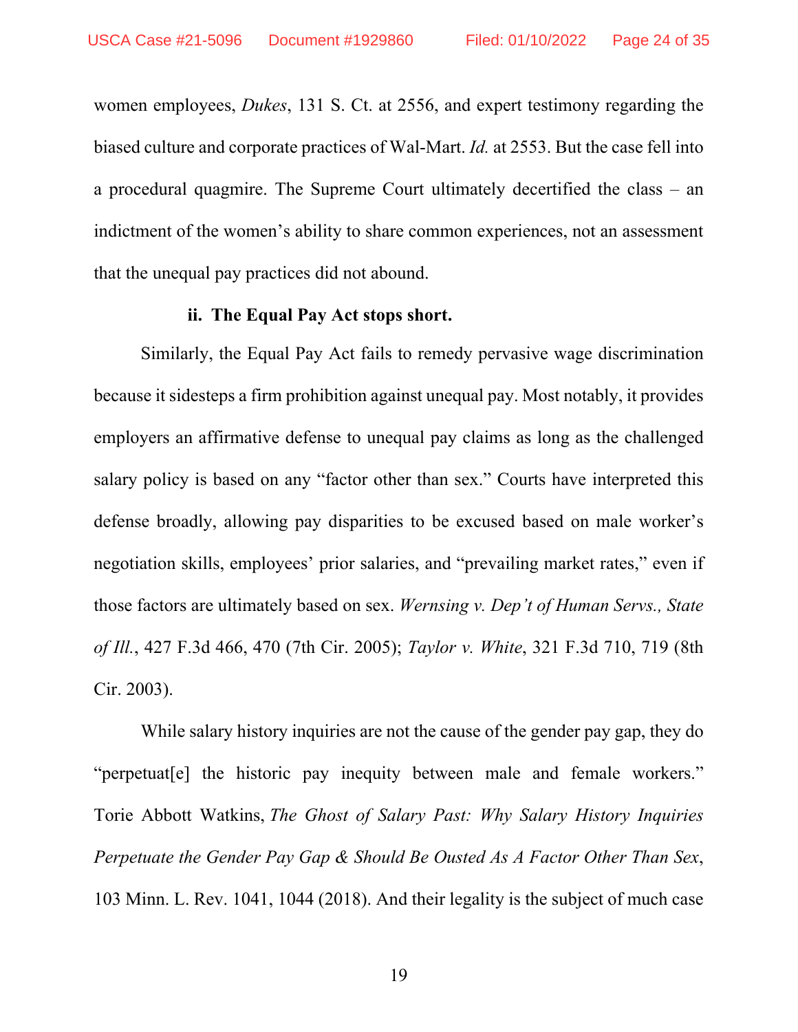women employees, *Dukes*, 131 S. Ct. at 2556, and expert testimony regarding the biased culture and corporate practices of Wal-Mart. *Id.* at 2553. But the case fell into a procedural quagmire. The Supreme Court ultimately decertified the class – an indictment of the women's ability to share common experiences, not an assessment that the unequal pay practices did not abound.

**ii. The Equal Pay Act stops short.**

Similarly, the Equal Pay Act fails to remedy pervasive wage discrimination because it sidesteps a firm prohibition against unequal pay. Most notably, it provides employers an affirmative defense to unequal pay claims as long as the challenged salary policy is based on any "factor other than sex." Courts have interpreted this defense broadly, allowing pay disparities to be excused based on male worker's negotiation skills, employees' prior salaries, and "prevailing market rates," even if those factors are ultimately based on sex. *Wernsing v. Dep't of Human Servs., State of Ill.*, 427 F.3d 466, 470 (7th Cir. 2005); *Taylor v. White*, 321 F.3d 710, 719 (8th Cir. 2003).

While salary history inquiries are not the cause of the gender pay gap, they do "perpetuat[e] the historic pay inequity between male and female workers." Torie Abbott Watkins, *The Ghost of Salary Past: Why Salary History Inquiries Perpetuate the Gender Pay Gap & Should Be Ousted As A Factor Other Than Sex*, 103 Minn. L. Rev. 1041, 1044 (2018). And their legality is the subject of much case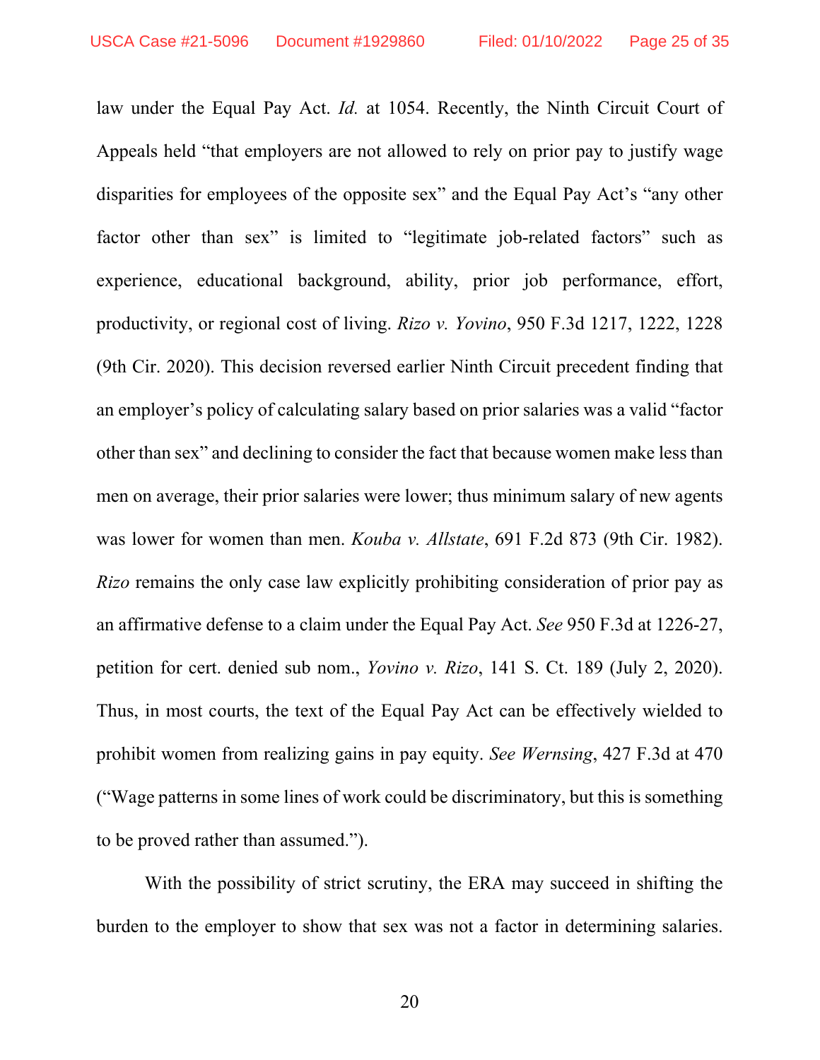law under the Equal Pay Act. *Id.* at 1054. Recently, the Ninth Circuit Court of Appeals held "that employers are not allowed to rely on prior pay to justify wage disparities for employees of the opposite sex" and the Equal Pay Act's "any other factor other than sex" is limited to "legitimate job-related factors" such as experience, educational background, ability, prior job performance, effort, productivity, or regional cost of living. *Rizo v. Yovino*, 950 F.3d 1217, 1222, 1228 (9th Cir. 2020). This decision reversed earlier Ninth Circuit precedent finding that an employer's policy of calculating salary based on prior salaries was a valid "factor other than sex" and declining to consider the fact that because women make less than men on average, their prior salaries were lower; thus minimum salary of new agents was lower for women than men. *Kouba v. Allstate*, 691 F.2d 873 (9th Cir. 1982). *Rizo* remains the only case law explicitly prohibiting consideration of prior pay as an affirmative defense to a claim under the Equal Pay Act. *See* 950 F.3d at 1226-27, petition for cert. denied sub nom., *Yovino v. Rizo*, 141 S. Ct. 189 (July 2, 2020). Thus, in most courts, the text of the Equal Pay Act can be effectively wielded to prohibit women from realizing gains in pay equity. *See Wernsing*, 427 F.3d at 470 ("Wage patterns in some lines of work could be discriminatory, but this is something to be proved rather than assumed.").

With the possibility of strict scrutiny, the ERA may succeed in shifting the burden to the employer to show that sex was not a factor in determining salaries.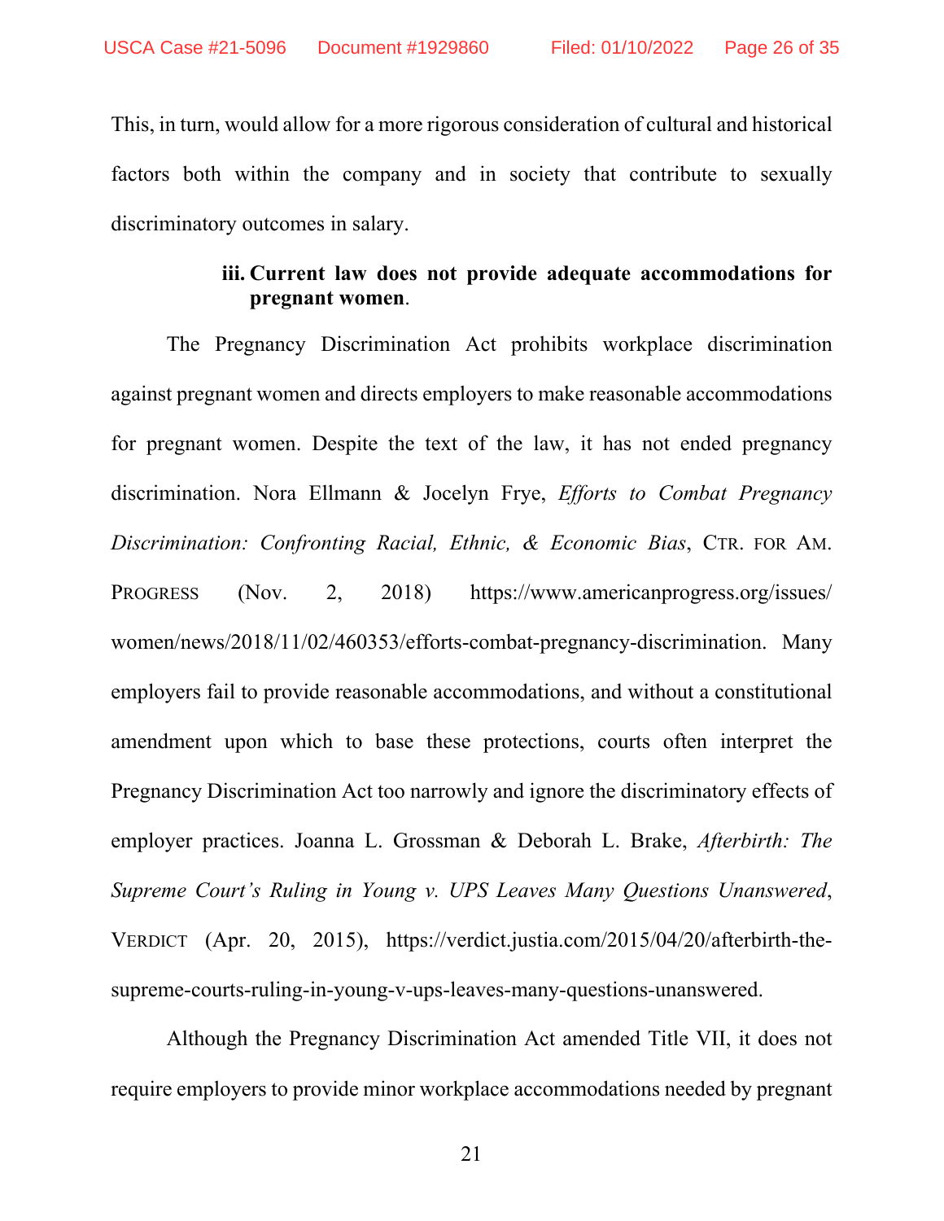This, in turn, would allow for a more rigorous consideration of cultural and historical factors both within the company and in society that contribute to sexually discriminatory outcomes in salary.

**iii. Current law does not provide adequate accommodations for pregnant women**.

The Pregnancy Discrimination Act prohibits workplace discrimination against pregnant women and directs employers to make reasonable accommodations for pregnant women. Despite the text of the law, it has not ended pregnancy discrimination. Nora Ellmann & Jocelyn Frye, *Efforts to Combat Pregnancy Discrimination: Confronting Racial, Ethnic, & Economic Bias*, CTR. FOR AM. PROGRESS (Nov. 2, 2018) https://www.americanprogress.org/issues/women/news/2018/11/02/460353/efforts-combat-pregnancy-discrimination. Many employers fail to provide reasonable accommodations, and without a constitutional amendment upon which to base these protections, courts often interpret the Pregnancy Discrimination Act too narrowly and ignore the discriminatory effects of employer practices. Joanna L. Grossman & Deborah L. Brake, *Afterbirth: The Supreme Court's Ruling in Young v. UPS Leaves Many Questions Unanswered*, VERDICT (Apr. 20, 2015), https://verdict.justia.com/2015/04/20/afterbirth-the-supreme-courts-ruling-in-young-v-ups-leaves-many-questions-unanswered.

Although the Pregnancy Discrimination Act amended Title VII, it does not require employers to provide minor workplace accommodations needed by pregnant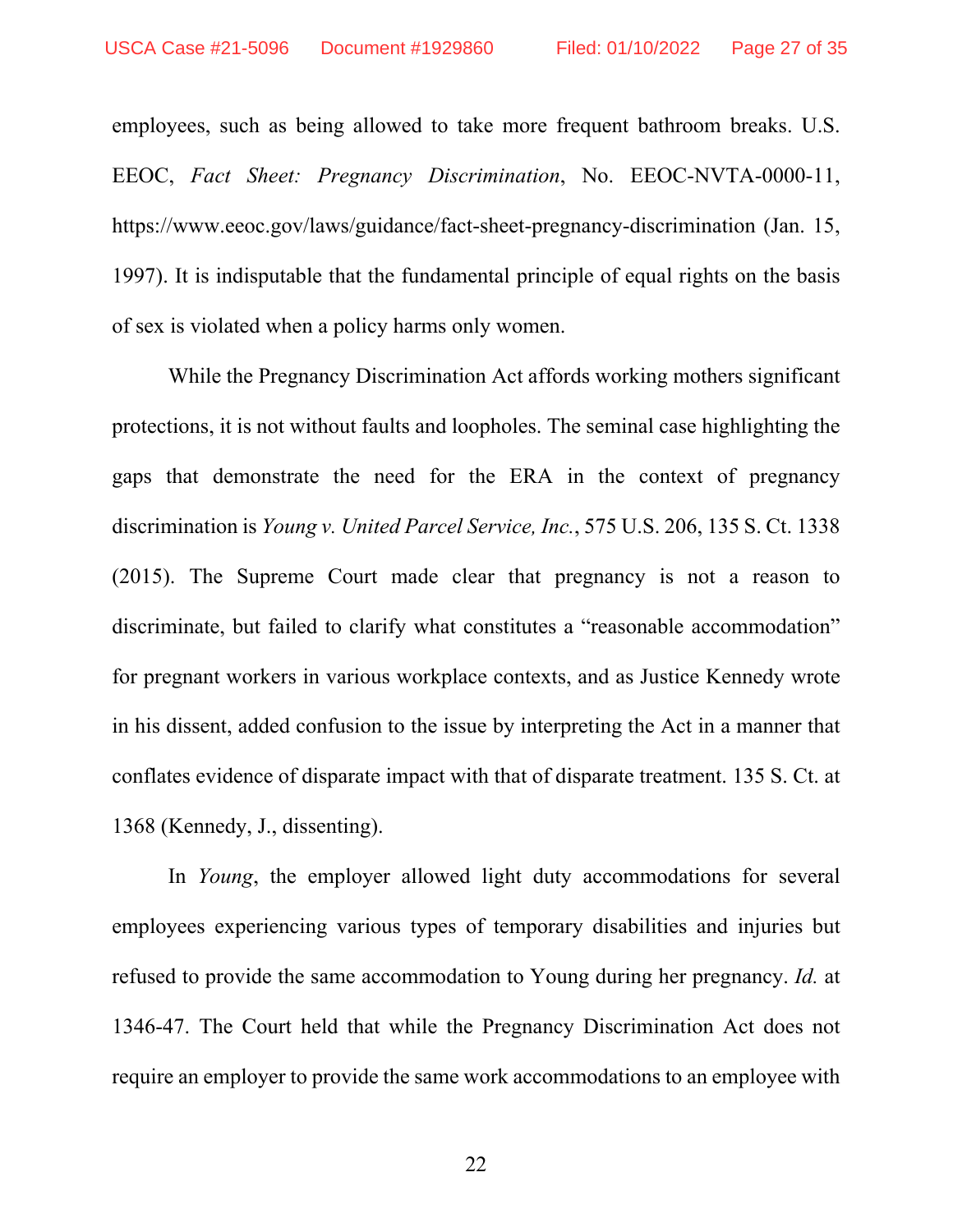employees, such as being allowed to take more frequent bathroom breaks. U.S. EEOC, *Fact Sheet: Pregnancy Discrimination*, No. EEOC-NVTA-0000-11, https://www.eeoc.gov/laws/guidance/fact-sheet-pregnancy-discrimination (Jan. 15, 1997). It is indisputable that the fundamental principle of equal rights on the basis of sex is violated when a policy harms only women.

While the Pregnancy Discrimination Act affords working mothers significant protections, it is not without faults and loopholes. The seminal case highlighting the gaps that demonstrate the need for the ERA in the context of pregnancy discrimination is *Young v. United Parcel Service, Inc.*, 575 U.S. 206, 135 S. Ct. 1338 (2015). The Supreme Court made clear that pregnancy is not a reason to discriminate, but failed to clarify what constitutes a "reasonable accommodation" for pregnant workers in various workplace contexts, and as Justice Kennedy wrote in his dissent, added confusion to the issue by interpreting the Act in a manner that conflates evidence of disparate impact with that of disparate treatment. 135 S. Ct. at 1368 (Kennedy, J., dissenting).

In *Young*, the employer allowed light duty accommodations for several employees experiencing various types of temporary disabilities and injuries but refused to provide the same accommodation to Young during her pregnancy. *Id.* at 1346-47. The Court held that while the Pregnancy Discrimination Act does not require an employer to provide the same work accommodations to an employee with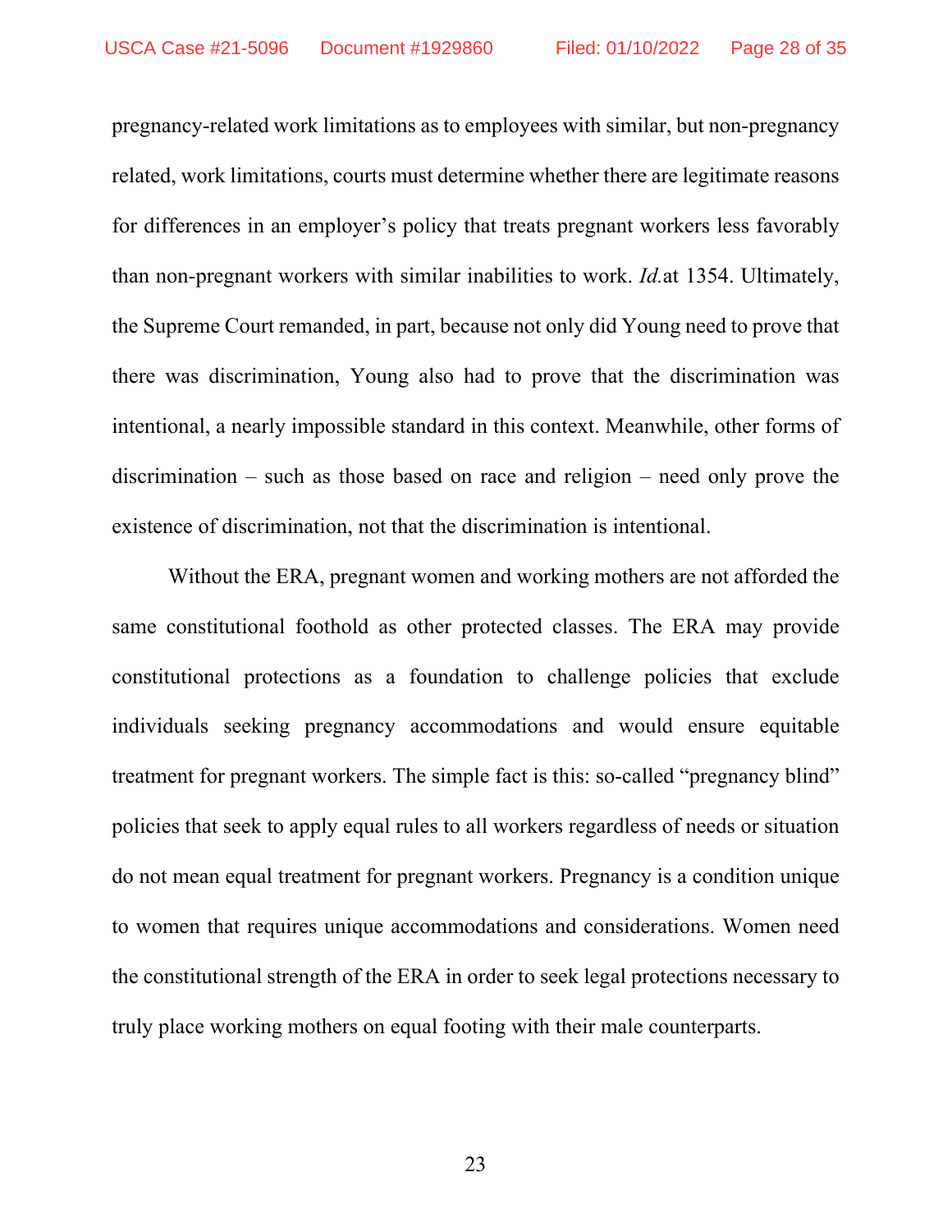pregnancy-related work limitations as to employees with similar, but non-pregnancy related, work limitations, courts must determine whether there are legitimate reasons for differences in an employer's policy that treats pregnant workers less favorably than non-pregnant workers with similar inabilities to work. *Id.*at 1354. Ultimately, the Supreme Court remanded, in part, because not only did Young need to prove that there was discrimination, Young also had to prove that the discrimination was intentional, a nearly impossible standard in this context. Meanwhile, other forms of discrimination – such as those based on race and religion – need only prove the existence of discrimination, not that the discrimination is intentional.

Without the ERA, pregnant women and working mothers are not afforded the same constitutional foothold as other protected classes. The ERA may provide constitutional protections as a foundation to challenge policies that exclude individuals seeking pregnancy accommodations and would ensure equitable treatment for pregnant workers. The simple fact is this: so-called "pregnancy blind" policies that seek to apply equal rules to all workers regardless of needs or situation do not mean equal treatment for pregnant workers. Pregnancy is a condition unique to women that requires unique accommodations and considerations. Women need the constitutional strength of the ERA in order to seek legal protections necessary to truly place working mothers on equal footing with their male counterparts.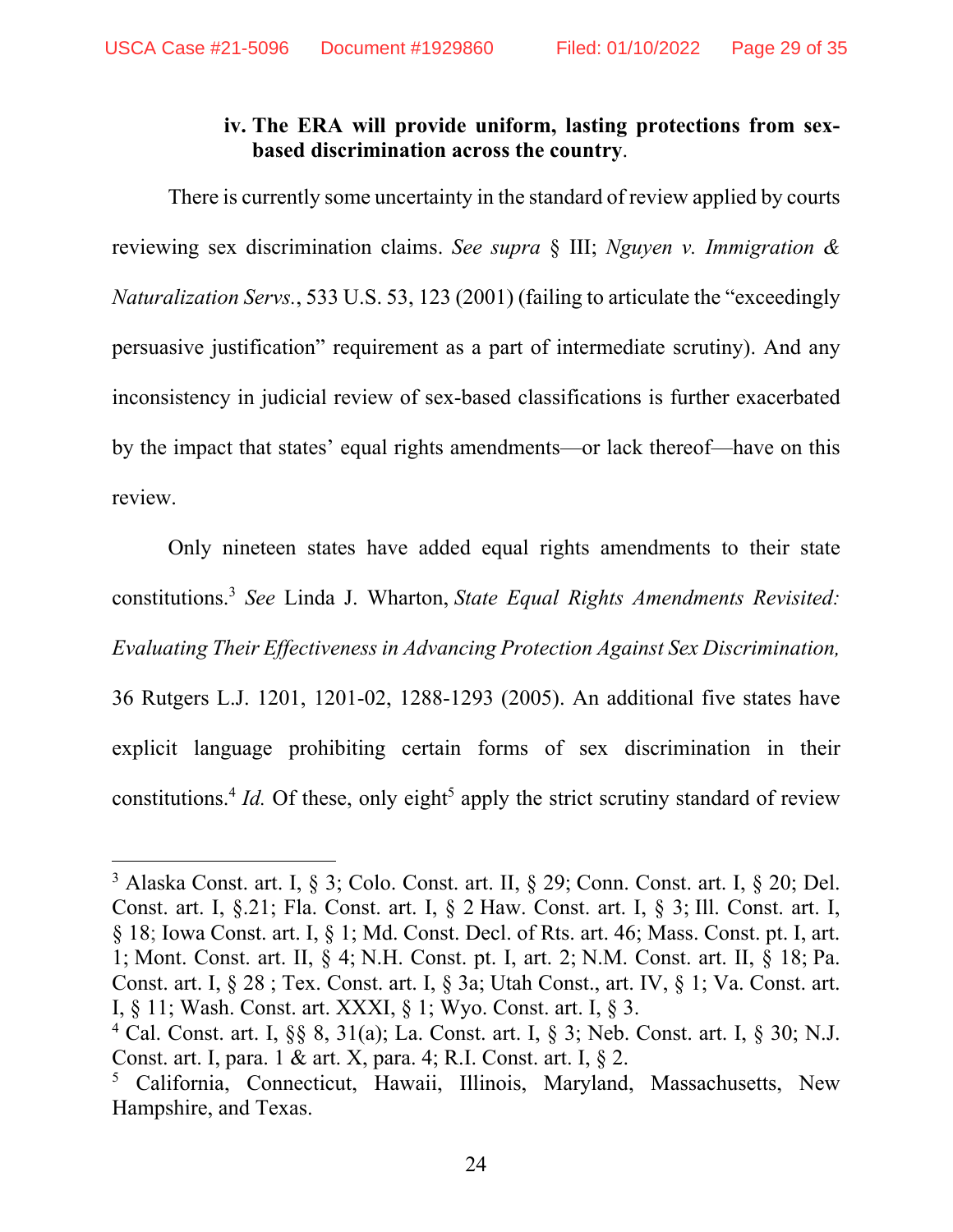#### iv. The ERA will provide uniform, lasting protections from sex-based discrimination across the country.

There is currently some uncertainty in the standard of review applied by courts reviewing sex discrimination claims. *See supra* § III; *Nguyen v. Immigration & Naturalization Servs.*, 533 U.S. 53, 123 (2001) (failing to articulate the "exceedingly persuasive justification" requirement as a part of intermediate scrutiny). And any inconsistency in judicial review of sex-based classifications is further exacerbated by the impact that states' equal rights amendments—or lack thereof—have on this review.

Only nineteen states have added equal rights amendments to their state constitutions.[3] *See* Linda J. Wharton, *State Equal Rights Amendments Revisited: Evaluating Their Effectiveness in Advancing Protection Against Sex Discrimination,* 36 Rutgers L.J. 1201, 1201-02, 1288-1293 (2005). An additional five states have explicit language prohibiting certain forms of sex discrimination in their constitutions.[4] *Id.* Of these, only eight[5] apply the strict scrutiny standard of review

---

[3] Alaska Const. art. I, § 3; Colo. Const. art. II, § 29; Conn. Const. art. I, § 20; Del. Const. art. I, §.21; Fla. Const. art. I, § 2 Haw. Const. art. I, § 3; Ill. Const. art. I, § 18; Iowa Const. art. I, § 1; Md. Const. Decl. of Rts. art. 46; Mass. Const. pt. I, art. 1; Mont. Const. art. II, § 4; N.H. Const. pt. I, art. 2; N.M. Const. art. II, § 18; Pa. Const. art. I, § 28 ; Tex. Const. art. I, § 3a; Utah Const., art. IV, § 1; Va. Const. art. I, § 11; Wash. Const. art. XXXI, § 1; Wyo. Const. art. I, § 3.

[4] Cal. Const. art. I, §§ 8, 31(a); La. Const. art. I, § 3; Neb. Const. art. I, § 30; N.J. Const. art. I, para. 1 & art. X, para. 4; R.I. Const. art. I, § 2.

[5] California, Connecticut, Hawaii, Illinois, Maryland, Massachusetts, New Hampshire, and Texas.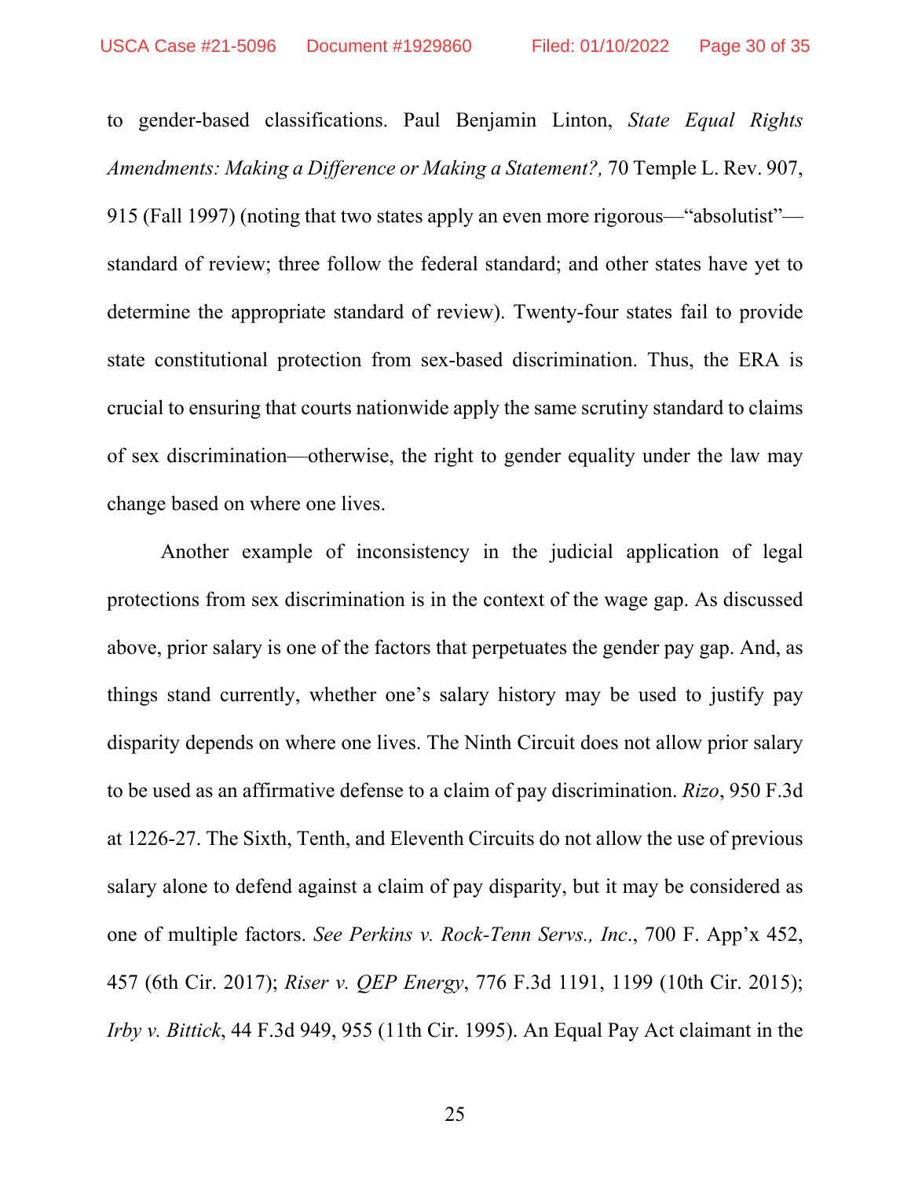to gender-based classifications. Paul Benjamin Linton, *State Equal Rights Amendments: Making a Difference or Making a Statement?,* 70 Temple L. Rev. 907, 915 (Fall 1997) (noting that two states apply an even more rigorous—"absolutist"—standard of review; three follow the federal standard; and other states have yet to determine the appropriate standard of review). Twenty-four states fail to provide state constitutional protection from sex-based discrimination. Thus, the ERA is crucial to ensuring that courts nationwide apply the same scrutiny standard to claims of sex discrimination—otherwise, the right to gender equality under the law may change based on where one lives.

Another example of inconsistency in the judicial application of legal protections from sex discrimination is in the context of the wage gap. As discussed above, prior salary is one of the factors that perpetuates the gender pay gap. And, as things stand currently, whether one's salary history may be used to justify pay disparity depends on where one lives. The Ninth Circuit does not allow prior salary to be used as an affirmative defense to a claim of pay discrimination. *Rizo*, 950 F.3d at 1226-27. The Sixth, Tenth, and Eleventh Circuits do not allow the use of previous salary alone to defend against a claim of pay disparity, but it may be considered as one of multiple factors. *See Perkins v. Rock-Tenn Servs., Inc.*, 700 F. App'x 452, 457 (6th Cir. 2017); *Riser v. QEP Energy*, 776 F.3d 1191, 1199 (10th Cir. 2015); *Irby v. Bittick*, 44 F.3d 949, 955 (11th Cir. 1995). An Equal Pay Act claimant in the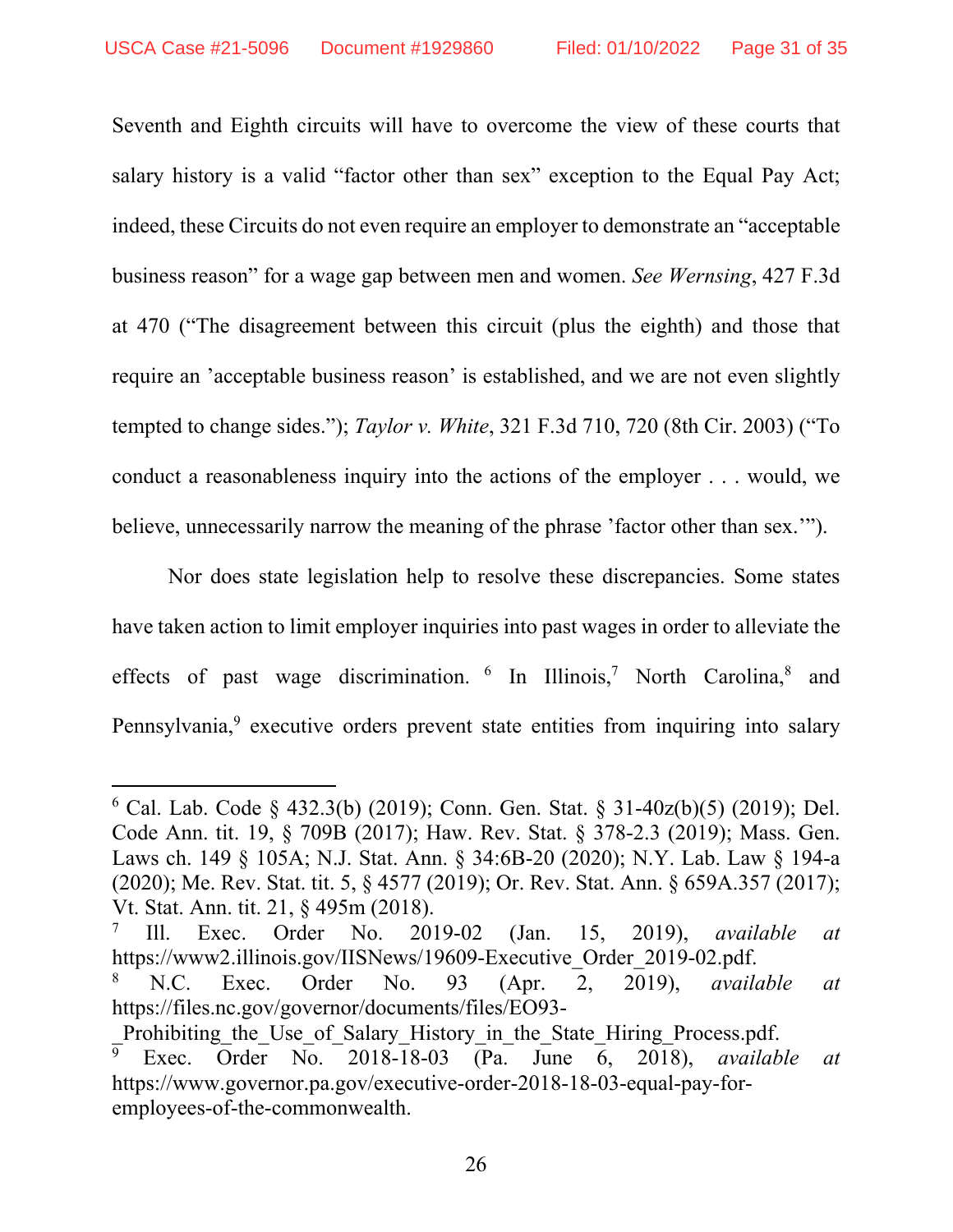Seventh and Eighth circuits will have to overcome the view of these courts that salary history is a valid "factor other than sex" exception to the Equal Pay Act; indeed, these Circuits do not even require an employer to demonstrate an "acceptable business reason" for a wage gap between men and women. *See Wernsing*, 427 F.3d at 470 ("The disagreement between this circuit (plus the eighth) and those that require an 'acceptable business reason' is established, and we are not even slightly tempted to change sides."); *Taylor v. White*, 321 F.3d 710, 720 (8th Cir. 2003) ("To conduct a reasonableness inquiry into the actions of the employer . . . would, we believe, unnecessarily narrow the meaning of the phrase 'factor other than sex.'").

Nor does state legislation help to resolve these discrepancies. Some states have taken action to limit employer inquiries into past wages in order to alleviate the effects of past wage discrimination. [6] In Illinois,[7] North Carolina,[8] and Pennsylvania,[9] executive orders prevent state entities from inquiring into salary

---

[6] Cal. Lab. Code § 432.3(b) (2019); Conn. Gen. Stat. § 31-40z(b)(5) (2019); Del. Code Ann. tit. 19, § 709B (2017); Haw. Rev. Stat. § 378-2.3 (2019); Mass. Gen. Laws ch. 149 § 105A; N.J. Stat. Ann. § 34:6B-20 (2020); N.Y. Lab. Law § 194-a (2020); Me. Rev. Stat. tit. 5, § 4577 (2019); Or. Rev. Stat. Ann. § 659A.357 (2017); Vt. Stat. Ann. tit. 21, § 495m (2018).

[7] Ill. Exec. Order No. 2019-02 (Jan. 15, 2019), *available at* https://www2.illinois.gov/IISNews/19609-Executive_Order_2019-02.pdf.

[8] N.C. Exec. Order No. 93 (Apr. 2, 2019), *available at* https://files.nc.gov/governor/documents/files/EO93-_Prohibiting_the_Use_of_Salary_History_in_the_State_Hiring_Process.pdf.

[9] Exec. Order No. 2018-18-03 (Pa. June 6, 2018), *available at* https://www.governor.pa.gov/executive-order-2018-18-03-equal-pay-for-employees-of-the-commonwealth.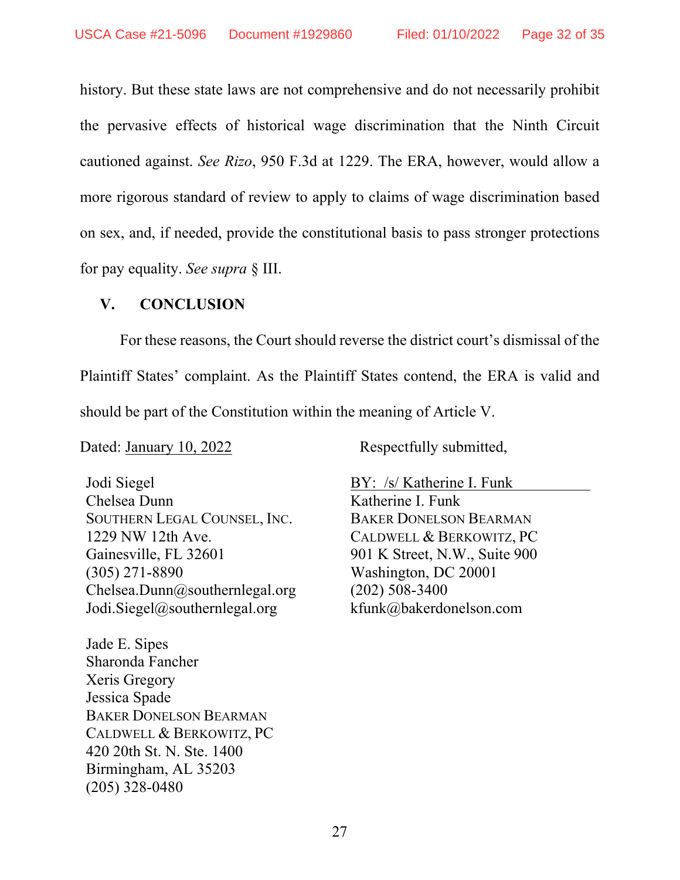history. But these state laws are not comprehensive and do not necessarily prohibit the pervasive effects of historical wage discrimination that the Ninth Circuit cautioned against. *See Rizo*, 950 F.3d at 1229. The ERA, however, would allow a more rigorous standard of review to apply to claims of wage discrimination based on sex, and, if needed, provide the constitutional basis to pass stronger protections for pay equality. *See supra* § III.

## V. CONCLUSION

For these reasons, the Court should reverse the district court's dismissal of the Plaintiff States' complaint. As the Plaintiff States contend, the ERA is valid and should be part of the Constitution within the meaning of Article V.

Dated: January 10, 2022

Respectfully submitted,

BY: /s/ Katherine I. Funk
Katherine I. Funk
BAKER DONELSON BEARMAN
CALDWELL & BERKOWITZ, PC
901 K Street, N.W., Suite 900
Washington, DC 20001
(202) 508-3400
kfunk@bakerdonelson.com

Jodi Siegel
Chelsea Dunn
SOUTHERN LEGAL COUNSEL, INC.
1229 NW 12th Ave.
Gainesville, FL 32601
(305) 271-8890
Chelsea.Dunn@southernlegal.org
Jodi.Siegel@southernlegal.org

Jade E. Sipes
Sharonda Fancher
Xeris Gregory
Jessica Spade
BAKER DONELSON BEARMAN
CALDWELL & BERKOWITZ, PC
420 20th St. N. Ste. 1400
Birmingham, AL 35203
(205) 328-0480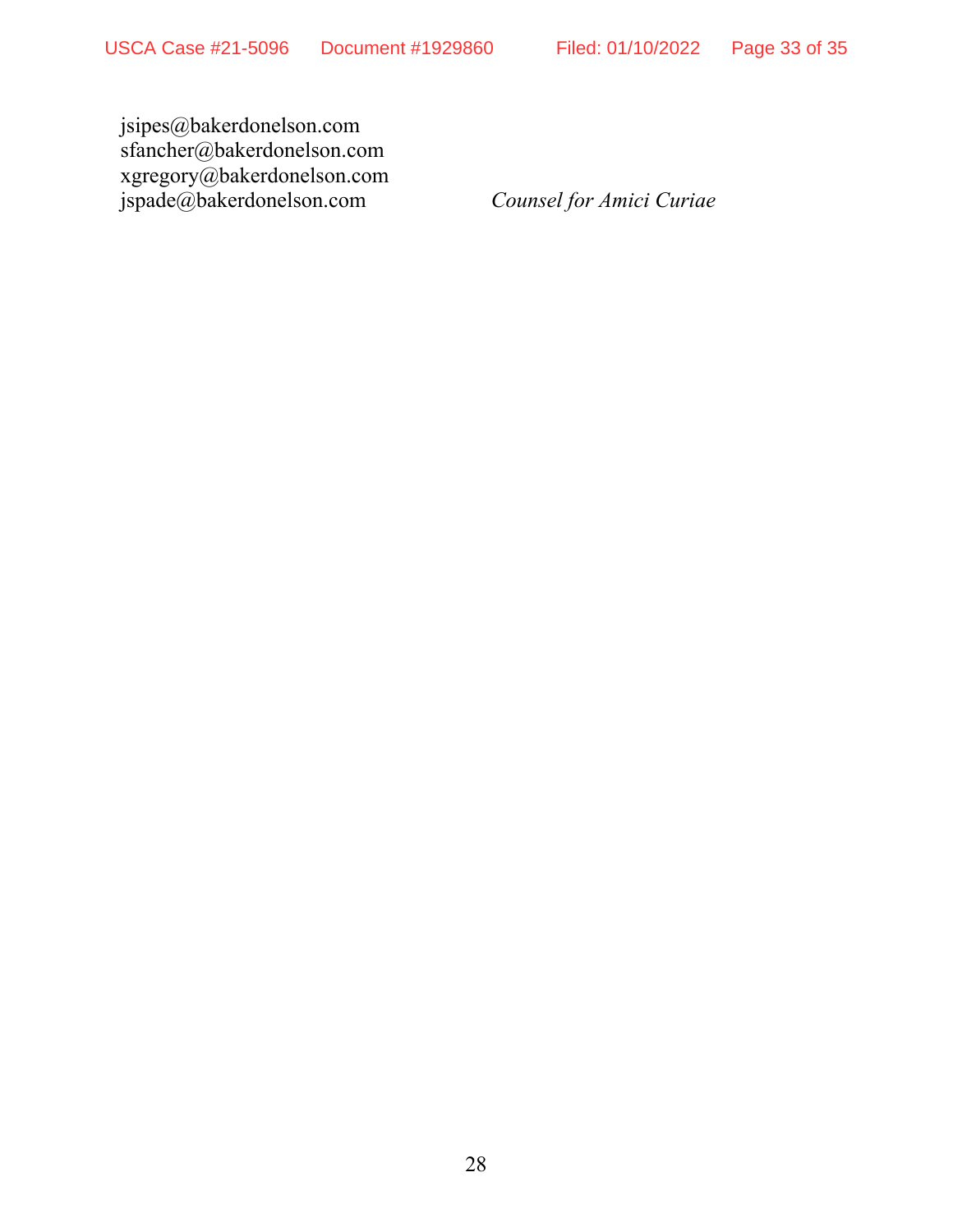jsipes@bakerdonelson.com
sfancher@bakerdonelson.com
xgregory@bakerdonelson.com
jspade@bakerdonelson.com

*Counsel for Amici Curiae*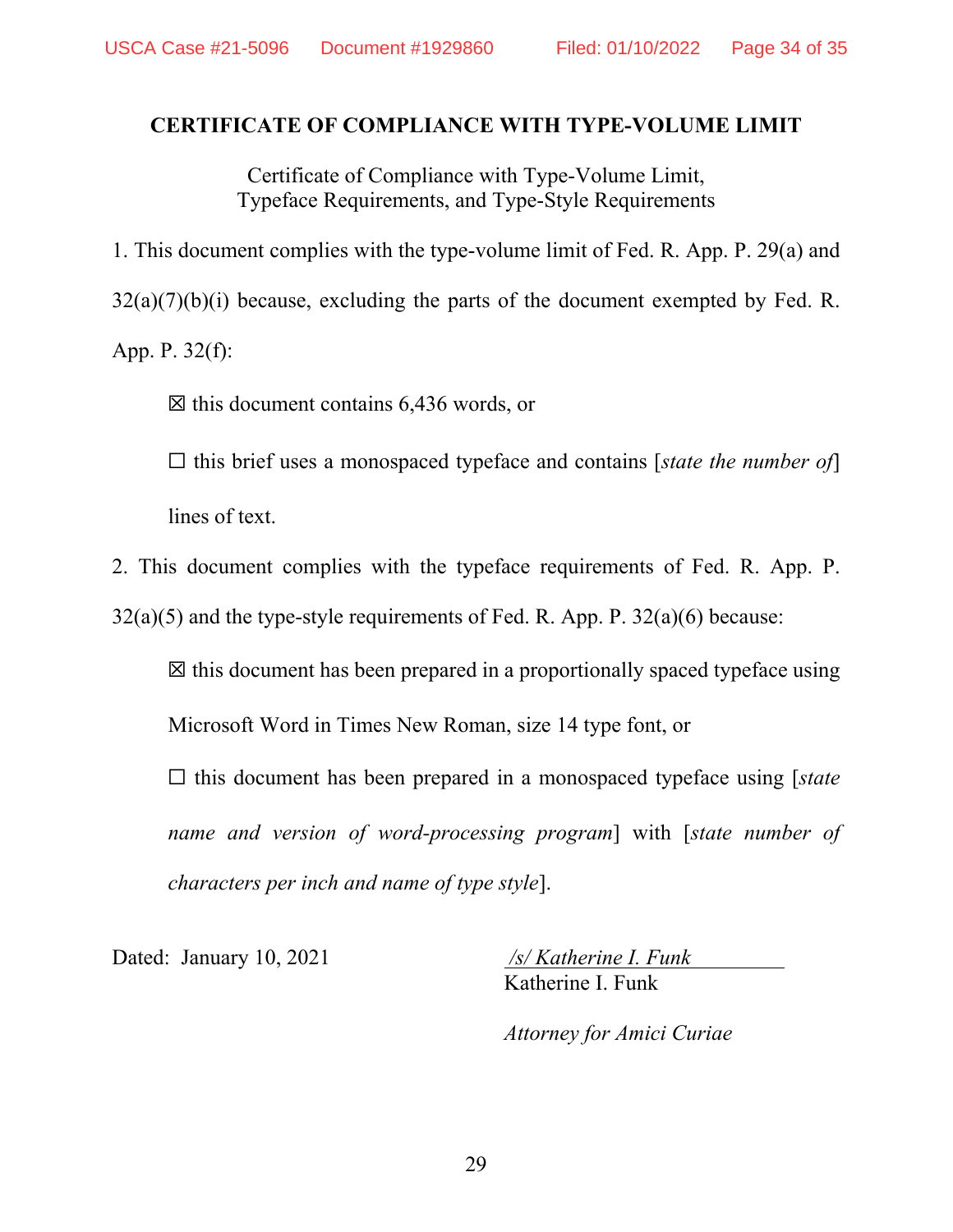## CERTIFICATE OF COMPLIANCE WITH TYPE-VOLUME LIMIT

Certificate of Compliance with Type-Volume Limit,
Typeface Requirements, and Type-Style Requirements

1. This document complies with the type-volume limit of Fed. R. App. P. 29(a) and 32(a)(7)(b)(i) because, excluding the parts of the document exempted by Fed. R. App. P. 32(f):

☒ this document contains 6,436 words, or

☐ this brief uses a monospaced typeface and contains [*state the number of*] lines of text.

2. This document complies with the typeface requirements of Fed. R. App. P. 32(a)(5) and the type-style requirements of Fed. R. App. P. 32(a)(6) because:

☒ this document has been prepared in a proportionally spaced typeface using Microsoft Word in Times New Roman, size 14 type font, or

☐ this document has been prepared in a monospaced typeface using [*state name and version of word-processing program*] with [*state number of characters per inch and name of type style*].

Dated: January 10, 2021

*/s/ Katherine I. Funk*
Katherine I. Funk

*Attorney for Amici Curiae*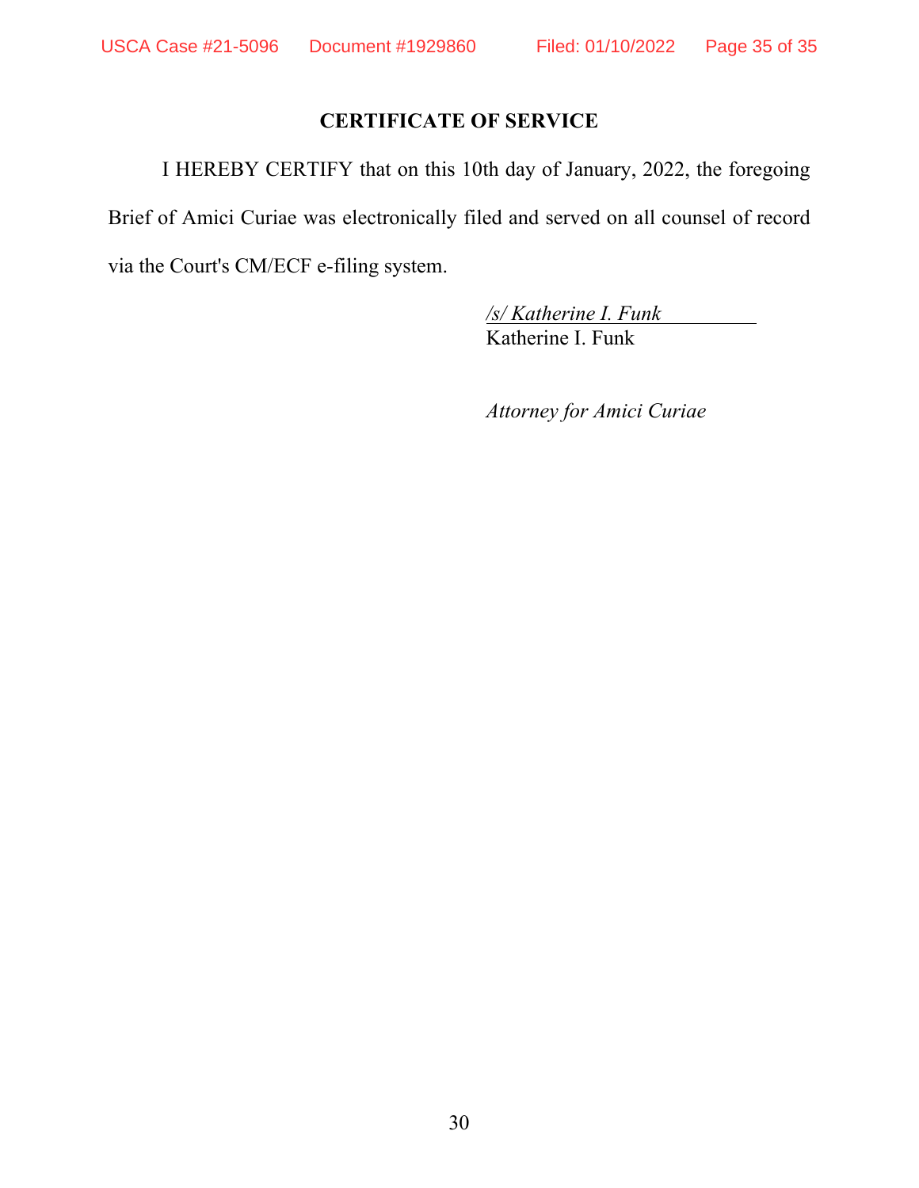## CERTIFICATE OF SERVICE

I HEREBY CERTIFY that on this 10th day of January, 2022, the foregoing Brief of Amici Curiae was electronically filed and served on all counsel of record via the Court's CM/ECF e-filing system.

*/s/ Katherine I. Funk*
Katherine I. Funk

*Attorney for Amici Curiae*